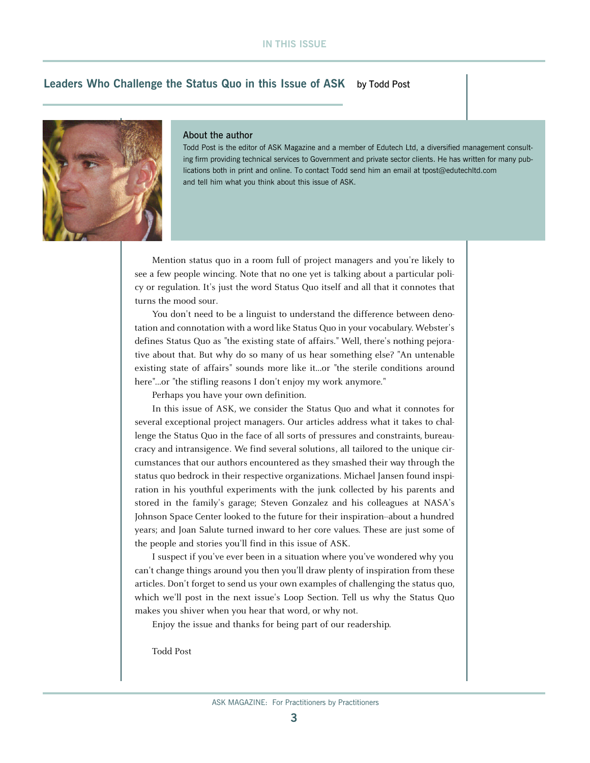## Leaders Who Challenge the Status Quo in this Issue of ASK

by Todd Post

### About the author

Todd Post is the editor of ASK Magazine and a member of Edutech Ltd, a diversified management consulting firm providing technical services to Government and private sector clients. He has written for many publications both in print and online. To contact Todd send him an email at tpost@edutechltd.com and tell him what you think about this issue of ASK.

Mention status quo in a room full of project managers and you're likely to see a few people wincing. Note that no one yet is talking about a particular policy or regulation. It's just the word Status Quo itself and all that it connotes that turns the mood sour.

You don't need to be a linguist to understand the difference between denotation and connotation with a word like Status Quo in your vocabulary. Webster's defines Status Quo as "the existing state of affairs." Well, there's nothing pejorative about that. But why do so many of us hear something else? "An untenable existing state of affairs" sounds more like it...or "the sterile conditions around here"...or "the stifling reasons I don't enjoy my work anymore."

Perhaps you have your own definition.

In this issue of ASK, we consider the Status Quo and what it connotes for several exceptional project managers. Our articles address what it takes to challenge the Status Quo in the face of all sorts of pressures and constraints, bureaucracy and intransigence. We find several solutions, all tailored to the unique circumstances that our authors encountered as they smashed their way through the status quo bedrock in their respective organizations. Michael Jansen found inspiration in his youthful experiments with the junk collected by his parents and stored in the family's garage; Steven Gonzalez and his colleagues at NASA's Johnson Space Center looked to the future for their inspiration–about a hundred years; and Joan Salute turned inward to her core values. These are just some of the people and stories you'll find in this issue of ASK.

I suspect if you've ever been in a situation where you've wondered why you can't change things around you then you'll draw plenty of inspiration from these articles. Don't forget to send us your own examples of challenging the status quo, which we'll post in the next issue's Loop Section. Tell us why the Status Quo makes you shiver when you hear that word, or why not.

Enjoy the issue and thanks for being part of our readership.

Todd Post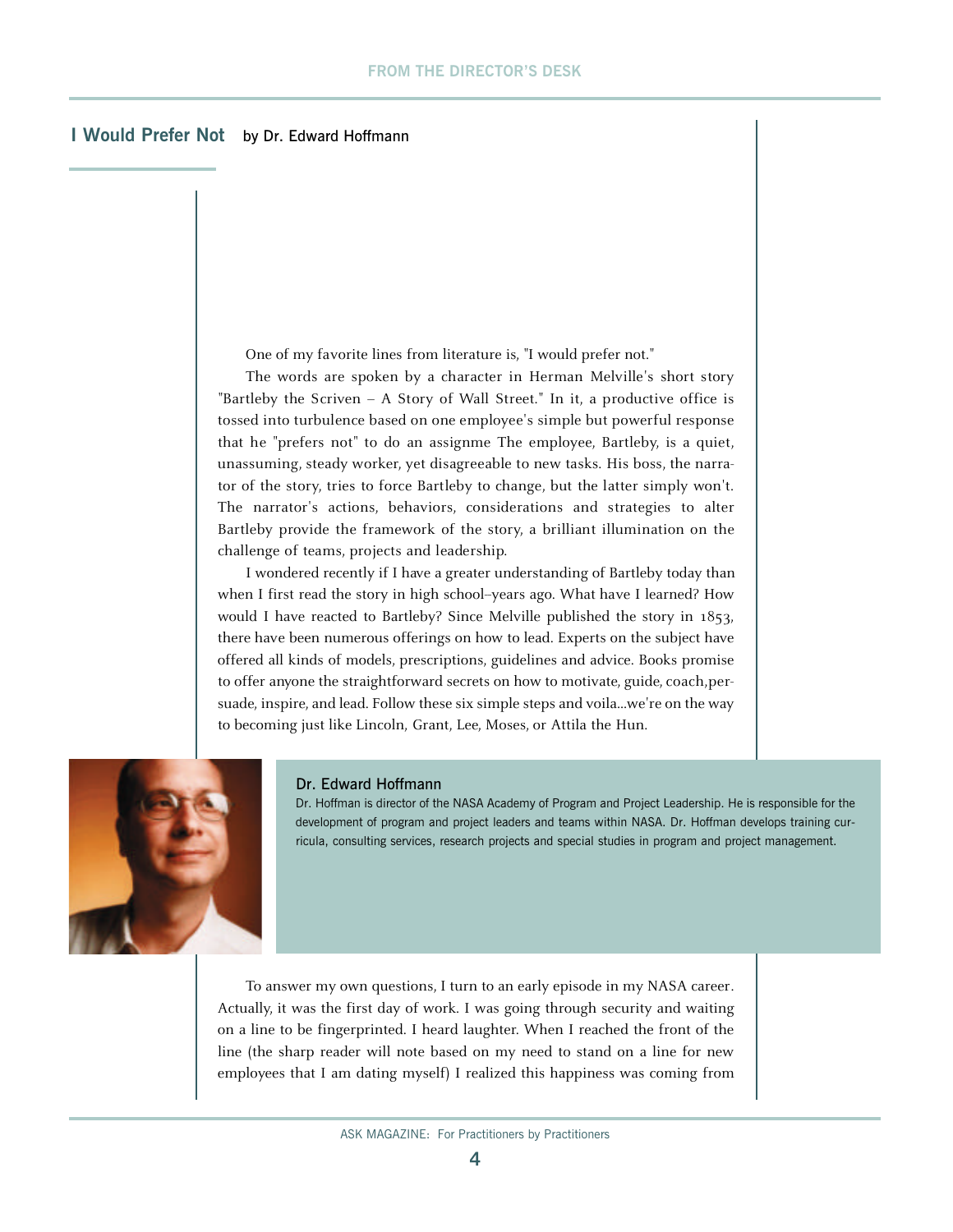## I Would Prefer Not by Dr. Edward Hoffmann

One of my favorite lines from literature is, "I would prefer not."

The words are spoken by a character in Herman Melville's short story "Bartleby the Scriven – A Story of Wall Street." In it, a productive office is tossed into turbulence based on one employee's simple but powerful response that he "prefers not" to do an assignme The employee, Bartleby, is a quiet, unassuming, steady worker, yet disagreeable to new tasks. His boss, the narrator of the story, tries to force Bartleby to change, but the latter simply won't. The narrator's actions, behaviors, considerations and strategies to alter Bartleby provide the framework of the story, a brilliant illumination on the challenge of teams, projects and leadership.

I wondered recently if I have a greater understanding of Bartleby today than when I first read the story in high school–years ago. What have I learned? How would I have reacted to Bartleby? Since Melville published the story in 1853, there have been numerous offerings on how to lead. Experts on the subject have offered all kinds of models, prescriptions, guidelines and advice. Books promise to offer anyone the straightforward secrets on how to motivate, guide, coach, persuade, inspire, and lead. Follow these six simple steps and voila...we're on the way to becoming just like Lincoln, Grant, Lee, Moses, or Attila the Hun.

**Dr. Edward Hoffmann**

Dr. Hoffman is director of the NASA Academy of Program and Project Leadership. He is responsible for the development of program and project leaders and teams within NASA. Dr. Hoffman develops training curricula, consulting services, research projects and special studies in program and project management.

To answer my own questions, I turn to an early episode in my NASA career. Actually, it was the first day of work. I was going through security and waiting on a line to be fingerprinted. I heard laughter. When I reached the front of the line (the sharp reader will note based on my need to stand on a line for new employees that I am dating myself) I realized this happiness was coming from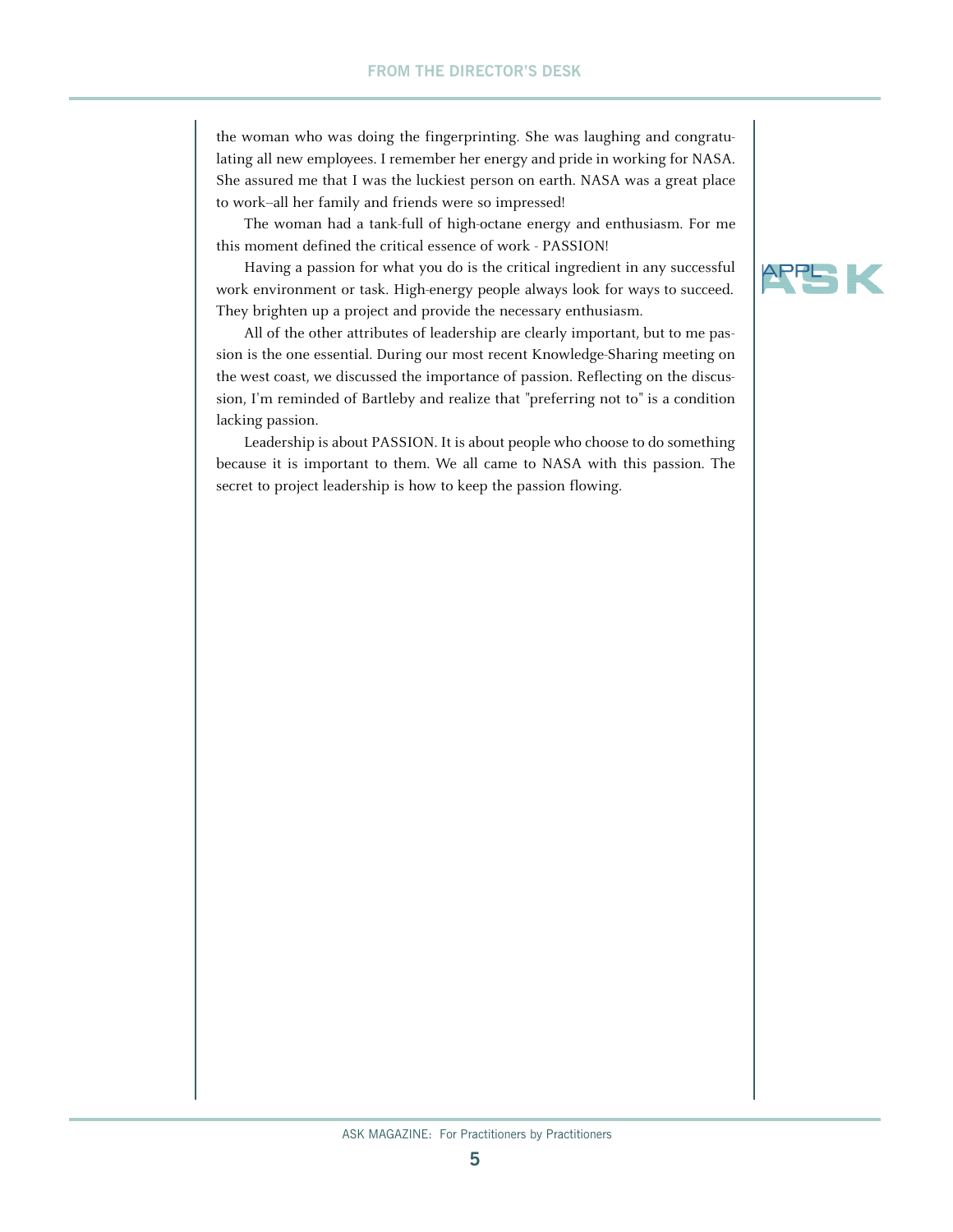the woman who was doing the fingerprinting. She was laughing and congratulating all new employees. I remember her energy and pride in working for NASA. She assured me that I was the luckiest person on earth. NASA was a great place to work–all her family and friends were so impressed!

The woman had a tank-full of high-octane energy and enthusiasm. For me this moment defined the critical essence of work - PASSION!

Having a passion for what you do is the critical ingredient in any successful work environment or task. High-energy people always look for ways to succeed. They brighten up a project and provide the necessary enthusiasm.

All of the other attributes of leadership are clearly important, but to me passion is the one essential. During our most recent Knowledge-Sharing meeting on the west coast, we discussed the importance of passion. Reflecting on the discussion, I'm reminded of Bartleby and realize that "preferring not to" is a condition lacking passion.

Leadership is about PASSION. It is about people who choose to do something because it is important to them. We all came to NASA with this passion. The secret to project leadership is how to keep the passion flowing.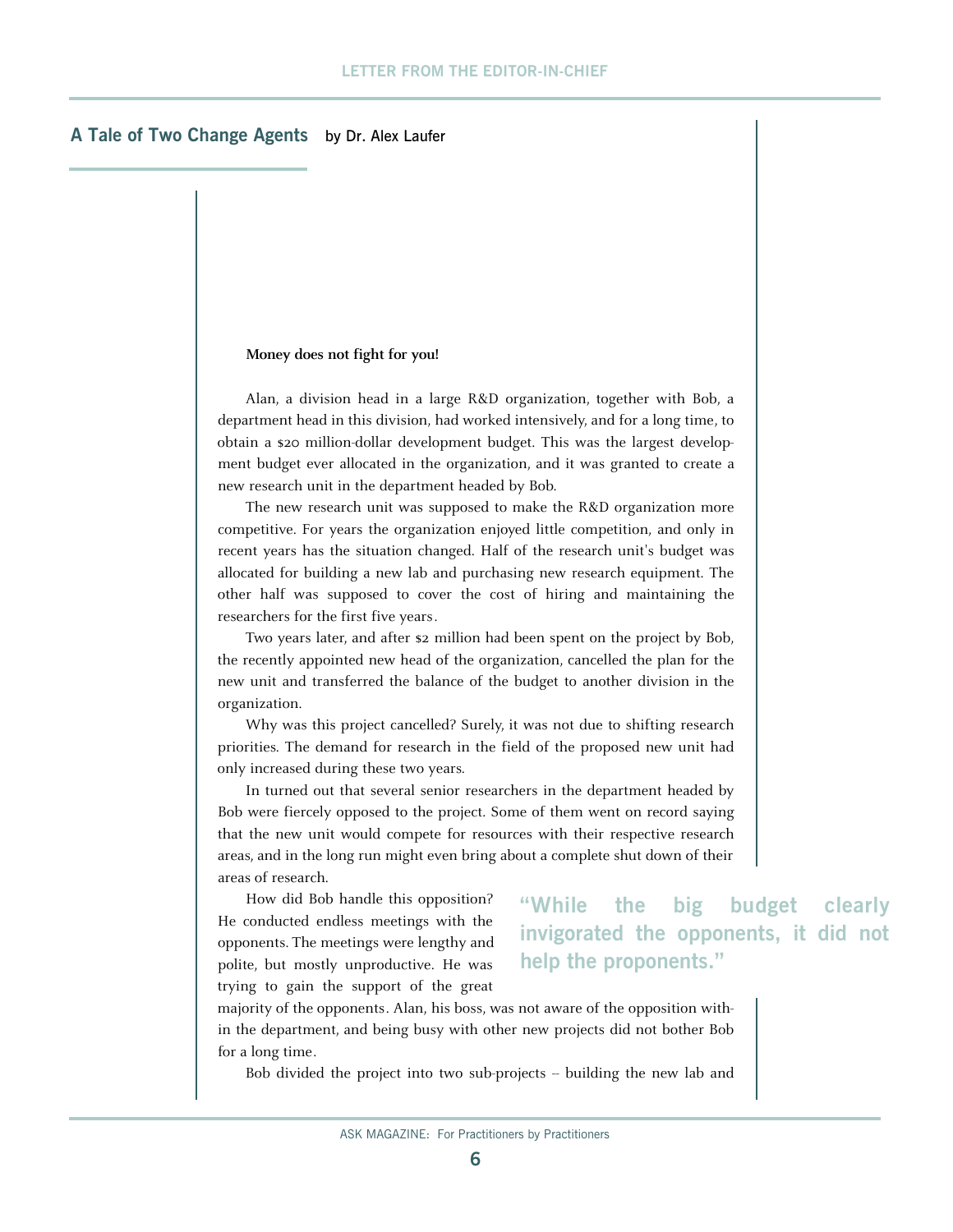## A Tale of Two Change Agents

by Dr. Alex Laufer

**Money does not fight for you!**

Alan, a division head in a large R&D organization, together with Bob, a department head in this division, had worked intensively, and for a long time, to obtain a $20 million-dollar development budget. This was the largest development budget ever allocated in the organization, and it was granted to create a new research unit in the department headed by Bob.

The new research unit was supposed to make the R&D organization more competitive. For years the organization enjoyed little competition, and only in recent years has the situation changed. Half of the research unit's budget was allocated for building a new lab and purchasing new research equipment. The other half was supposed to cover the cost of hiring and maintaining the researchers for the first five years.

Two years later, and after $2 million had been spent on the project by Bob, the recently appointed new head of the organization, cancelled the plan for the new unit and transferred the balance of the budget to another division in the organization.

Why was this project cancelled? Surely, it was not due to shifting research priorities. The demand for research in the field of the proposed new unit had only increased during these two years.

In turned out that several senior researchers in the department headed by Bob were fiercely opposed to the project. Some of them went on record saying that the new unit would compete for resources with their respective research areas, and in the long run might even bring about a complete shut down of their areas of research.

How did Bob handle this opposition? He conducted endless meetings with the opponents. The meetings were lengthy and polite, but mostly unproductive. He was trying to gain the support of the great majority of the opponents. Alan, his boss, was not aware of the opposition within the department, and being busy with other new projects did not bother Bob for a long time.

> "While the big budget clearly invigorated the opponents, it did not help the proponents."

Bob divided the project into two sub-projects – building the new lab and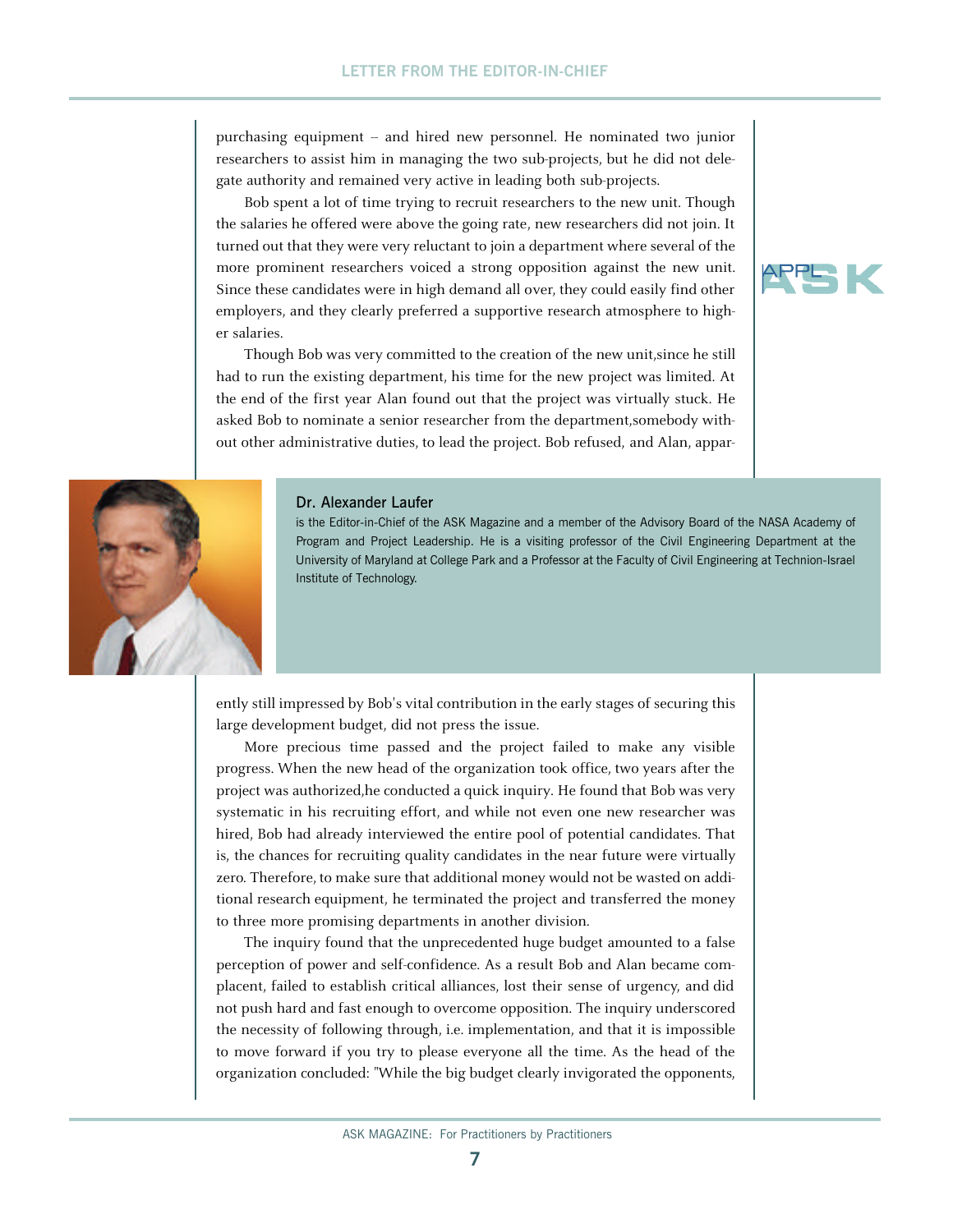purchasing equipment – and hired new personnel. He nominated two junior researchers to assist him in managing the two sub-projects, but he did not delegate authority and remained very active in leading both sub-projects.

Bob spent a lot of time trying to recruit researchers to the new unit. Though the salaries he offered were above the going rate, new researchers did not join. It turned out that they were very reluctant to join a department where several of the more prominent researchers voiced a strong opposition against the new unit. Since these candidates were in high demand all over, they could easily find other employers, and they clearly preferred a supportive research atmosphere to higher salaries.

Though Bob was very committed to the creation of the new unit,since he still had to run the existing department, his time for the new project was limited. At the end of the first year Alan found out that the project was virtually stuck. He asked Bob to nominate a senior researcher from the department,somebody without other administrative duties, to lead the project. Bob refused, and Alan, apparently still impressed by Bob's vital contribution in the early stages of securing this large development budget, did not press the issue.

**Dr. Alexander Laufer**
is the Editor-in-Chief of the ASK Magazine and a member of the Advisory Board of the NASA Academy of Program and Project Leadership. He is a visiting professor of the Civil Engineering Department at the University of Maryland at College Park and a Professor at the Faculty of Civil Engineering at Technion-Israel Institute of Technology.

More precious time passed and the project failed to make any visible progress. When the new head of the organization took office, two years after the project was authorized,he conducted a quick inquiry. He found that Bob was very systematic in his recruiting effort, and while not even one new researcher was hired, Bob had already interviewed the entire pool of potential candidates. That is, the chances for recruiting quality candidates in the near future were virtually zero. Therefore, to make sure that additional money would not be wasted on additional research equipment, he terminated the project and transferred the money to three more promising departments in another division.

The inquiry found that the unprecedented huge budget amounted to a false perception of power and self-confidence. As a result Bob and Alan became complacent, failed to establish critical alliances, lost their sense of urgency, and did not push hard and fast enough to overcome opposition. The inquiry underscored the necessity of following through, i.e. implementation, and that it is impossible to move forward if you try to please everyone all the time. As the head of the organization concluded: "While the big budget clearly invigorated the opponents,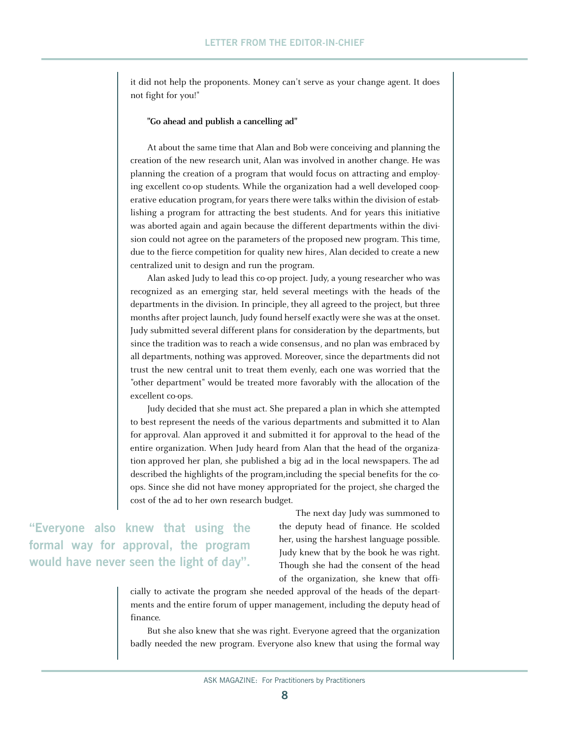it did not help the proponents. Money can't serve as your change agent. It does not fight for you!"

**"Go ahead and publish a cancelling ad"**

At about the same time that Alan and Bob were conceiving and planning the creation of the new research unit, Alan was involved in another change. He was planning the creation of a program that would focus on attracting and employing excellent co-op students. While the organization had a well developed cooperative education program, for years there were talks within the division of establishing a program for attracting the best students. And for years this initiative was aborted again and again because the different departments within the division could not agree on the parameters of the proposed new program. This time, due to the fierce competition for quality new hires, Alan decided to create a new centralized unit to design and run the program.

Alan asked Judy to lead this co-op project. Judy, a young researcher who was recognized as an emerging star, held several meetings with the heads of the departments in the division. In principle, they all agreed to the project, but three months after project launch, Judy found herself exactly were she was at the onset. Judy submitted several different plans for consideration by the departments, but since the tradition was to reach a wide consensus, and no plan was embraced by all departments, nothing was approved. Moreover, since the departments did not trust the new central unit to treat them evenly, each one was worried that the "other department" would be treated more favorably with the allocation of the excellent co-ops.

Judy decided that she must act. She prepared a plan in which she attempted to best represent the needs of the various departments and submitted it to Alan for approval. Alan approved it and submitted it for approval to the head of the entire organization. When Judy heard from Alan that the head of the organization approved her plan, she published a big ad in the local newspapers. The ad described the highlights of the program,including the special benefits for the co-ops. Since she did not have money appropriated for the project, she charged the cost of the ad to her own research budget.

The next day Judy was summoned to the deputy head of finance. He scolded her, using the harshest language possible. Judy knew that by the book he was right. Though she had the consent of the head of the organization, she knew that officially to activate the program she needed approval of the heads of the departments and the entire forum of upper management, including the deputy head of finance.

> "Everyone also knew that using the formal way for approval, the program would have never seen the light of day".

But she also knew that she was right. Everyone agreed that the organization badly needed the new program. Everyone also knew that using the formal way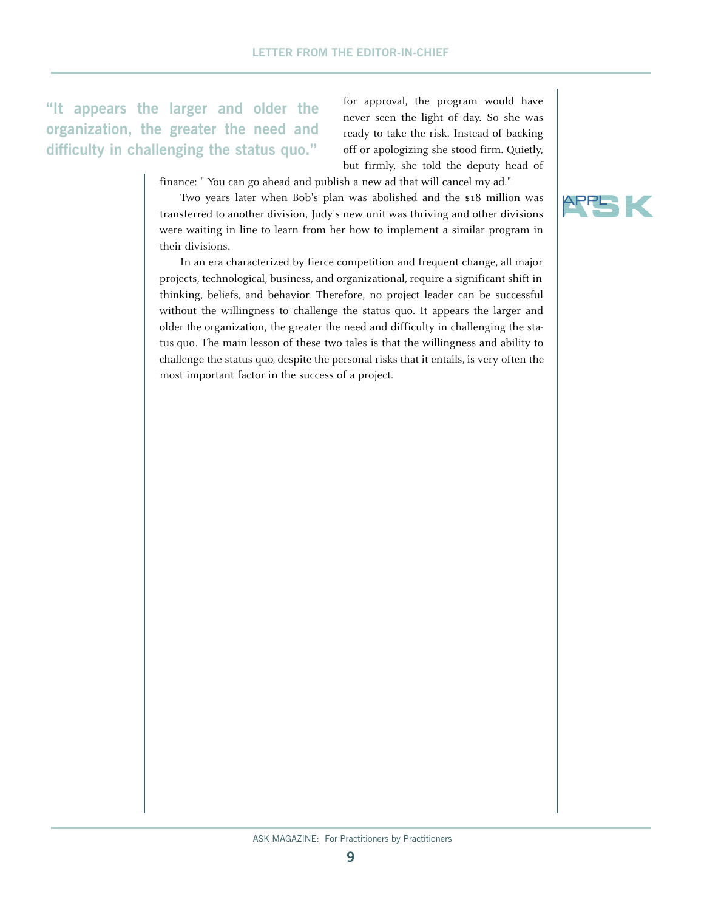> "It appears the larger and older the organization, the greater the need and difficulty in challenging the status quo."

for approval, the program would have never seen the light of day. So she was ready to take the risk. Instead of backing off or apologizing she stood firm. Quietly, but firmly, she told the deputy head of finance: " You can go ahead and publish a new ad that will cancel my ad."

Two years later when Bob's plan was abolished and the $18 million was transferred to another division, Judy's new unit was thriving and other divisions were waiting in line to learn from her how to implement a similar program in their divisions.

In an era characterized by fierce competition and frequent change, all major projects, technological, business, and organizational, require a significant shift in thinking, beliefs, and behavior. Therefore, no project leader can be successful without the willingness to challenge the status quo. It appears the larger and older the organization, the greater the need and difficulty in challenging the status quo. The main lesson of these two tales is that the willingness and ability to challenge the status quo, despite the personal risks that it entails, is very often the most important factor in the success of a project.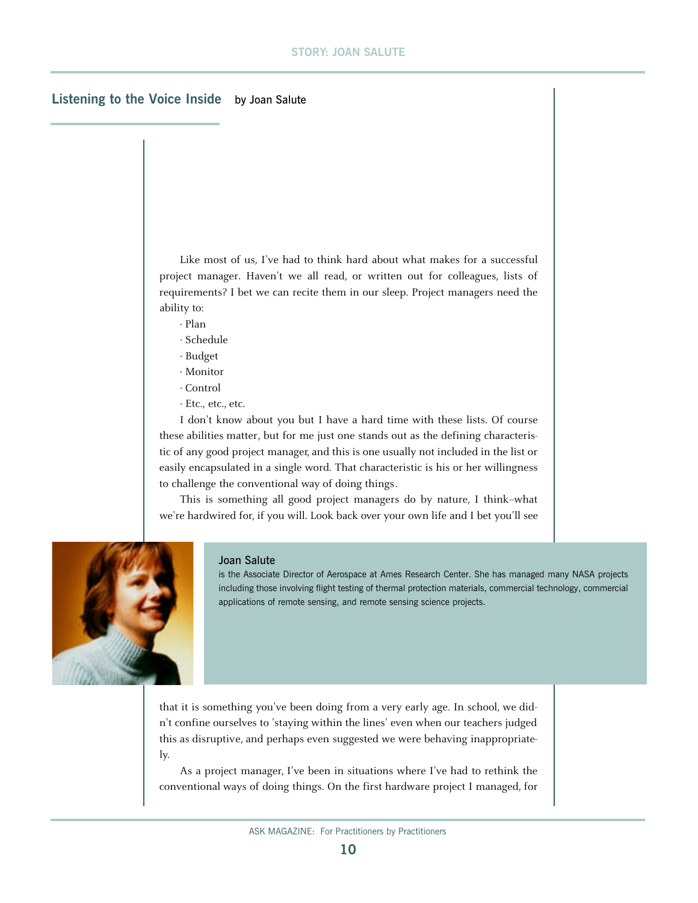## Listening to the Voice Inside

by Joan Salute

Like most of us, I've had to think hard about what makes for a successful project manager. Haven't we all read, or written out for colleagues, lists of requirements? I bet we can recite them in our sleep. Project managers need the ability to:

· Plan

· Schedule

· Budget

· Monitor

· Control

· Etc., etc., etc.

I don't know about you but I have a hard time with these lists. Of course these abilities matter, but for me just one stands out as the defining characteristic of any good project manager, and this is one usually not included in the list or easily encapsulated in a single word. That characteristic is his or her willingness to challenge the conventional way of doing things.

This is something all good project managers do by nature, I think–what we're hardwired for, if you will. Look back over your own life and I bet you'll see that it is something you've been doing from a very early age. In school, we didn't confine ourselves to 'staying within the lines' even when our teachers judged this as disruptive, and perhaps even suggested we were behaving inappropriately.

As a project manager, I've been in situations where I've had to rethink the conventional ways of doing things. On the first hardware project I managed, for

**Joan Salute**

is the Associate Director of Aerospace at Ames Research Center. She has managed many NASA projects including those involving flight testing of thermal protection materials, commercial technology, commercial applications of remote sensing, and remote sensing science projects.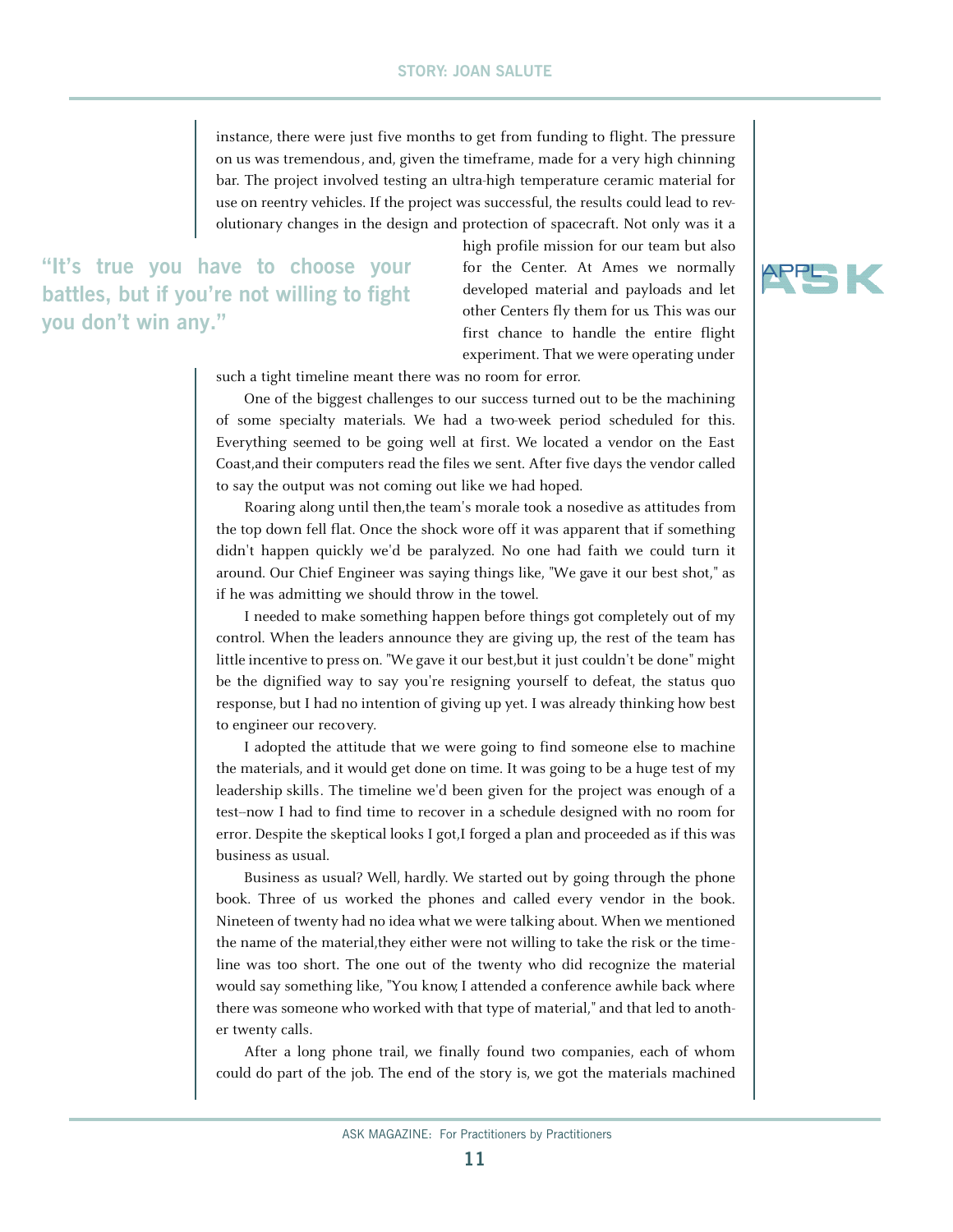instance, there were just five months to get from funding to flight. The pressure on us was tremendous, and, given the timeframe, made for a very high chinning bar. The project involved testing an ultra-high temperature ceramic material for use on reentry vehicles. If the project was successful, the results could lead to revolutionary changes in the design and protection of spacecraft. Not only was it a high profile mission for our team but also for the Center. At Ames we normally developed material and payloads and let other Centers fly them for us. This was our first chance to handle the entire flight experiment. That we were operating under such a tight timeline meant there was no room for error.

> **"It's true you have to choose your battles, but if you're not willing to fight you don't win any."**

One of the biggest challenges to our success turned out to be the machining of some specialty materials. We had a two-week period scheduled for this. Everything seemed to be going well at first. We located a vendor on the East Coast,and their computers read the files we sent. After five days the vendor called to say the output was not coming out like we had hoped.

Roaring along until then,the team's morale took a nosedive as attitudes from the top down fell flat. Once the shock wore off it was apparent that if something didn't happen quickly we'd be paralyzed. No one had faith we could turn it around. Our Chief Engineer was saying things like, "We gave it our best shot," as if he was admitting we should throw in the towel.

I needed to make something happen before things got completely out of my control. When the leaders announce they are giving up, the rest of the team has little incentive to press on. "We gave it our best,but it just couldn't be done" might be the dignified way to say you're resigning yourself to defeat, the status quo response, but I had no intention of giving up yet. I was already thinking how best to engineer our recovery.

I adopted the attitude that we were going to find someone else to machine the materials, and it would get done on time. It was going to be a huge test of my leadership skills. The timeline we'd been given for the project was enough of a test–now I had to find time to recover in a schedule designed with no room for error. Despite the skeptical looks I got,I forged a plan and proceeded as if this was business as usual.

Business as usual? Well, hardly. We started out by going through the phone book. Three of us worked the phones and called every vendor in the book. Nineteen of twenty had no idea what we were talking about. When we mentioned the name of the material,they either were not willing to take the risk or the timeline was too short. The one out of the twenty who did recognize the material would say something like, "You know, I attended a conference awhile back where there was someone who worked with that type of material," and that led to another twenty calls.

After a long phone trail, we finally found two companies, each of whom could do part of the job. The end of the story is, we got the materials machined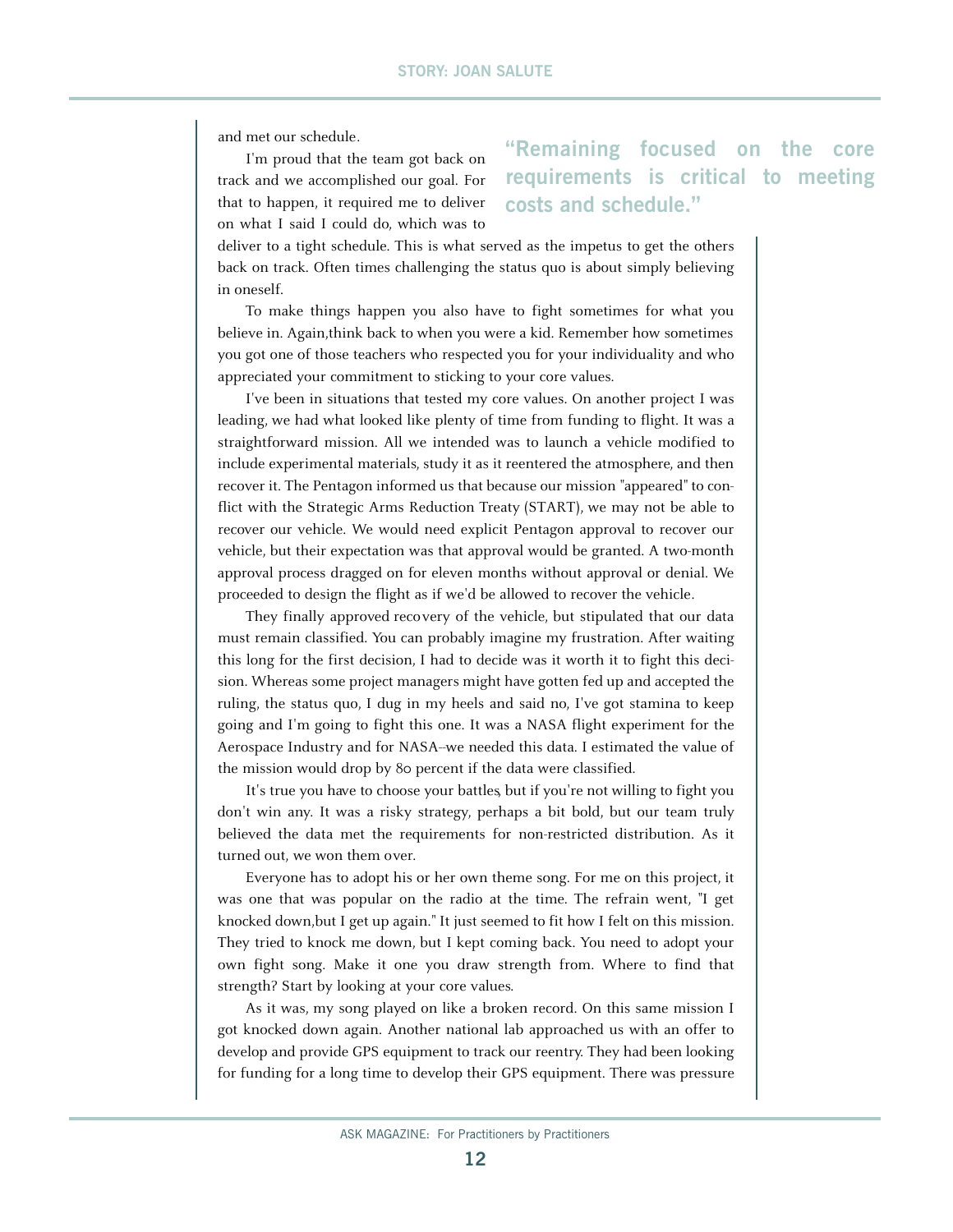and met our schedule.

I'm proud that the team got back on track and we accomplished our goal. For that to happen, it required me to deliver on what I said I could do, which was to deliver to a tight schedule. This is what served as the impetus to get the others back on track. Often times challenging the status quo is about simply believing in oneself.

> **"Remaining focused on the core requirements is critical to meeting costs and schedule."**

To make things happen you also have to fight sometimes for what you believe in. Again,think back to when you were a kid. Remember how sometimes you got one of those teachers who respected you for your individuality and who appreciated your commitment to sticking to your core values.

I've been in situations that tested my core values. On another project I was leading, we had what looked like plenty of time from funding to flight. It was a straightforward mission. All we intended was to launch a vehicle modified to include experimental materials, study it as it reentered the atmosphere, and then recover it. The Pentagon informed us that because our mission "appeared" to conflict with the Strategic Arms Reduction Treaty (START), we may not be able to recover our vehicle. We would need explicit Pentagon approval to recover our vehicle, but their expectation was that approval would be granted. A two-month approval process dragged on for eleven months without approval or denial. We proceeded to design the flight as if we'd be allowed to recover the vehicle.

They finally approved recovery of the vehicle, but stipulated that our data must remain classified. You can probably imagine my frustration. After waiting this long for the first decision, I had to decide was it worth it to fight this decision. Whereas some project managers might have gotten fed up and accepted the ruling, the status quo, I dug in my heels and said no, I've got stamina to keep going and I'm going to fight this one. It was a NASA flight experiment for the Aerospace Industry and for NASA--we needed this data. I estimated the value of the mission would drop by 80 percent if the data were classified.

It's true you have to choose your battles, but if you're not willing to fight you don't win any. It was a risky strategy, perhaps a bit bold, but our team truly believed the data met the requirements for non-restricted distribution. As it turned out, we won them over.

Everyone has to adopt his or her own theme song. For me on this project, it was one that was popular on the radio at the time. The refrain went, "I get knocked down,but I get up again." It just seemed to fit how I felt on this mission. They tried to knock me down, but I kept coming back. You need to adopt your own fight song. Make it one you draw strength from. Where to find that strength? Start by looking at your core values.

As it was, my song played on like a broken record. On this same mission I got knocked down again. Another national lab approached us with an offer to develop and provide GPS equipment to track our reentry. They had been looking for funding for a long time to develop their GPS equipment. There was pressure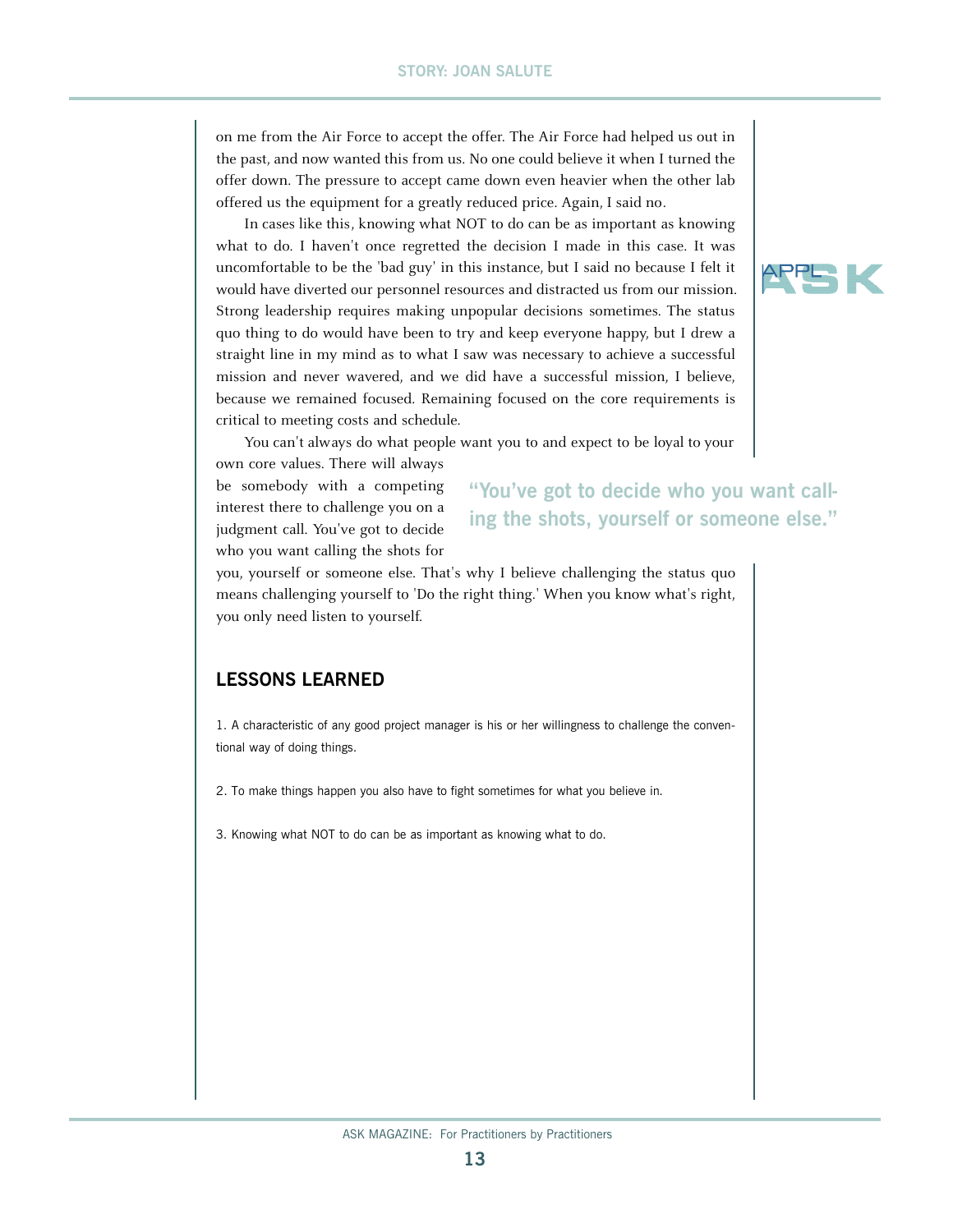on me from the Air Force to accept the offer. The Air Force had helped us out in the past, and now wanted this from us. No one could believe it when I turned the offer down. The pressure to accept came down even heavier when the other lab offered us the equipment for a greatly reduced price. Again, I said no.

In cases like this, knowing what NOT to do can be as important as knowing what to do. I haven't once regretted the decision I made in this case. It was uncomfortable to be the 'bad guy' in this instance, but I said no because I felt it would have diverted our personnel resources and distracted us from our mission. Strong leadership requires making unpopular decisions sometimes. The status quo thing to do would have been to try and keep everyone happy, but I drew a straight line in my mind as to what I saw was necessary to achieve a successful mission and never wavered, and we did have a successful mission, I believe, because we remained focused. Remaining focused on the core requirements is critical to meeting costs and schedule.

You can't always do what people want you to and expect to be loyal to your own core values. There will always be somebody with a competing interest there to challenge you on a judgment call. You've got to decide who you want calling the shots for you, yourself or someone else. That's why I believe challenging the status quo means challenging yourself to 'Do the right thing.' When you know what's right, you only need listen to yourself.

> "You've got to decide who you want calling the shots, yourself or someone else."

## LESSONS LEARNED

1. A characteristic of any good project manager is his or her willingness to challenge the conventional way of doing things.

2. To make things happen you also have to fight sometimes for what you believe in.

3. Knowing what NOT to do can be as important as knowing what to do.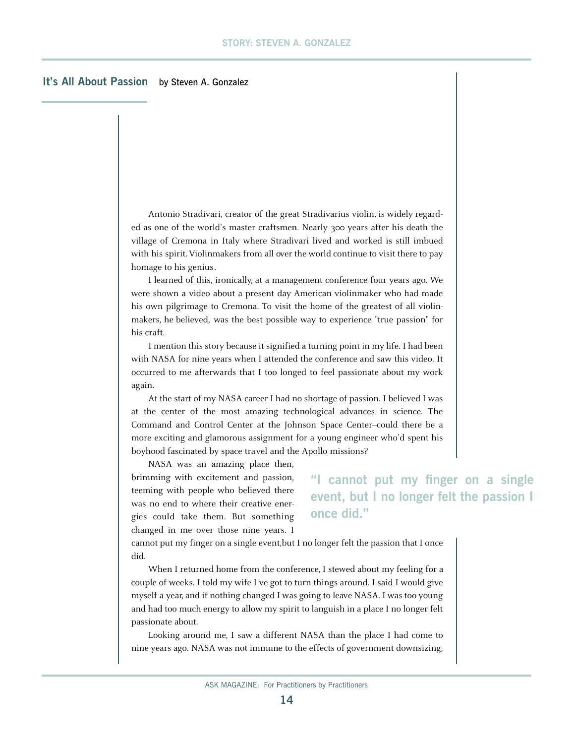## It's All About Passion

by Steven A. Gonzalez

Antonio Stradivari, creator of the great Stradivarius violin, is widely regarded as one of the world's master craftsmen. Nearly 300 years after his death the village of Cremona in Italy where Stradivari lived and worked is still imbued with his spirit. Violinmakers from all over the world continue to visit there to pay homage to his genius.

I learned of this, ironically, at a management conference four years ago. We were shown a video about a present day American violinmaker who had made his own pilgrimage to Cremona. To visit the home of the greatest of all violinmakers, he believed, was the best possible way to experience "true passion" for his craft.

I mention this story because it signified a turning point in my life. I had been with NASA for nine years when I attended the conference and saw this video. It occurred to me afterwards that I too longed to feel passionate about my work again.

At the start of my NASA career I had no shortage of passion. I believed I was at the center of the most amazing technological advances in science. The Command and Control Center at the Johnson Space Center–could there be a more exciting and glamorous assignment for a young engineer who'd spent his boyhood fascinated by space travel and the Apollo missions?

NASA was an amazing place then, brimming with excitement and passion, teeming with people who believed there was no end to where their creative energies could take them. But something changed in me over those nine years. I cannot put my finger on a single event,but I no longer felt the passion that I once did.

> **"I cannot put my finger on a single event, but I no longer felt the passion I once did."**

When I returned home from the conference, I stewed about my feeling for a couple of weeks. I told my wife I've got to turn things around. I said I would give myself a year, and if nothing changed I was going to leave NASA. I was too young and had too much energy to allow my spirit to languish in a place I no longer felt passionate about.

Looking around me, I saw a different NASA than the place I had come to nine years ago. NASA was not immune to the effects of government downsizing,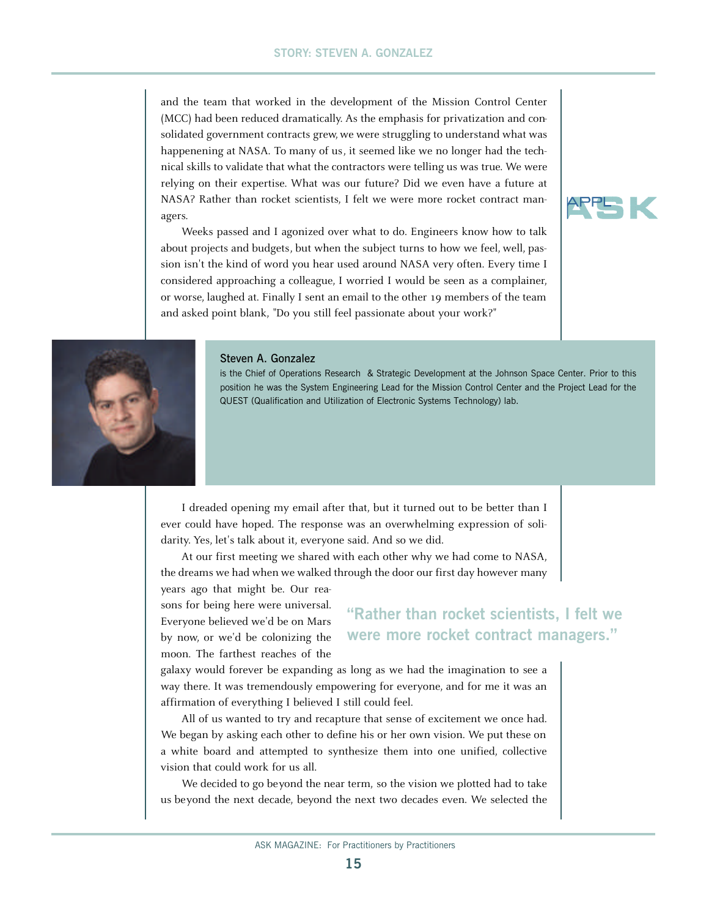and the team that worked in the development of the Mission Control Center (MCC) had been reduced dramatically. As the emphasis for privatization and consolidated government contracts grew, we were struggling to understand what was happenening at NASA. To many of us, it seemed like we no longer had the technical skills to validate that what the contractors were telling us was true. We were relying on their expertise. What was our future? Did we even have a future at NASA? Rather than rocket scientists, I felt we were more rocket contract managers.

Weeks passed and I agonized over what to do. Engineers know how to talk about projects and budgets, but when the subject turns to how we feel, well, passion isn't the kind of word you hear used around NASA very often. Every time I considered approaching a colleague, I worried I would be seen as a complainer, or worse, laughed at. Finally I sent an email to the other 19 members of the team and asked point blank, "Do you still feel passionate about your work?"

**Steven A. Gonzalez**

is the Chief of Operations Research & Strategic Development at the Johnson Space Center. Prior to this position he was the System Engineering Lead for the Mission Control Center and the Project Lead for the QUEST (Qualification and Utilization of Electronic Systems Technology) lab.

I dreaded opening my email after that, but it turned out to be better than I ever could have hoped. The response was an overwhelming expression of solidarity. Yes, let's talk about it, everyone said. And so we did.

At our first meeting we shared with each other why we had come to NASA, the dreams we had when we walked through the door our first day however many years ago that might be. Our reasons for being here were universal. Everyone believed we'd be on Mars by now, or we'd be colonizing the moon. The farthest reaches of the galaxy would forever be expanding as long as we had the imagination to see a way there. It was tremendously empowering for everyone, and for me it was an affirmation of everything I believed I still could feel.

> **"Rather than rocket scientists, I felt we were more rocket contract managers."**

All of us wanted to try and recapture that sense of excitement we once had. We began by asking each other to define his or her own vision. We put these on a white board and attempted to synthesize them into one unified, collective vision that could work for us all.

We decided to go beyond the near term, so the vision we plotted had to take us beyond the next decade, beyond the next two decades even. We selected the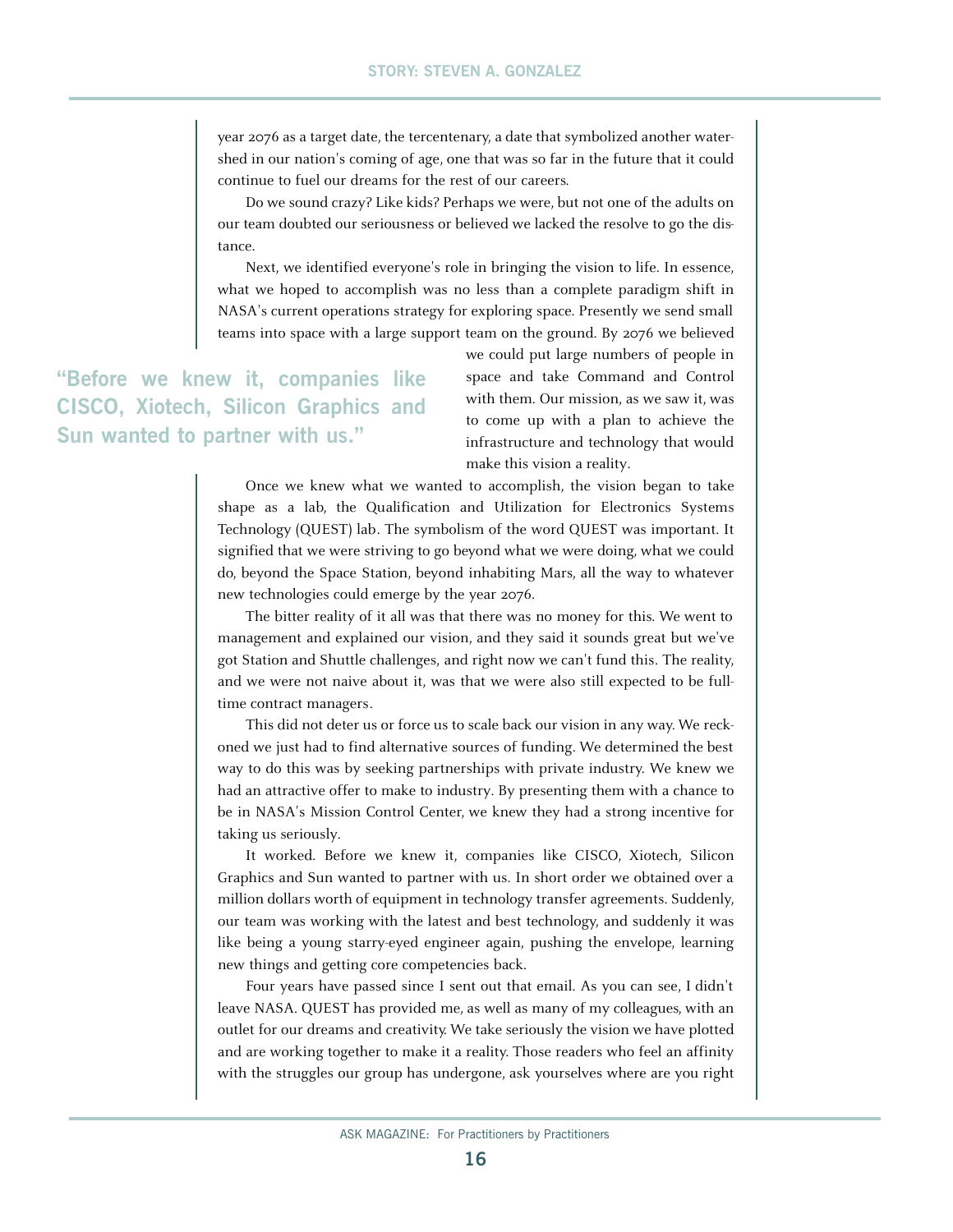year 2076 as a target date, the tercentenary, a date that symbolized another watershed in our nation's coming of age, one that was so far in the future that it could continue to fuel our dreams for the rest of our careers.

Do we sound crazy? Like kids? Perhaps we were, but not one of the adults on our team doubted our seriousness or believed we lacked the resolve to go the distance.

Next, we identified everyone's role in bringing the vision to life. In essence, what we hoped to accomplish was no less than a complete paradigm shift in NASA's current operations strategy for exploring space. Presently we send small teams into space with a large support team on the ground. By 2076 we believed we could put large numbers of people in space and take Command and Control with them. Our mission, as we saw it, was to come up with a plan to achieve the infrastructure and technology that would make this vision a reality.

> **"Before we knew it, companies like CISCO, Xiotech, Silicon Graphics and Sun wanted to partner with us."**

Once we knew what we wanted to accomplish, the vision began to take shape as a lab, the Qualification and Utilization for Electronics Systems Technology (QUEST) lab. The symbolism of the word QUEST was important. It signified that we were striving to go beyond what we were doing, what we could do, beyond the Space Station, beyond inhabiting Mars, all the way to whatever new technologies could emerge by the year 2076.

The bitter reality of it all was that there was no money for this. We went to management and explained our vision, and they said it sounds great but we've got Station and Shuttle challenges, and right now we can't fund this. The reality, and we were not naive about it, was that we were also still expected to be full-time contract managers.

This did not deter us or force us to scale back our vision in any way. We reckoned we just had to find alternative sources of funding. We determined the best way to do this was by seeking partnerships with private industry. We knew we had an attractive offer to make to industry. By presenting them with a chance to be in NASA's Mission Control Center, we knew they had a strong incentive for taking us seriously.

It worked. Before we knew it, companies like CISCO, Xiotech, Silicon Graphics and Sun wanted to partner with us. In short order we obtained over a million dollars worth of equipment in technology transfer agreements. Suddenly, our team was working with the latest and best technology, and suddenly it was like being a young starry-eyed engineer again, pushing the envelope, learning new things and getting core competencies back.

Four years have passed since I sent out that email. As you can see, I didn't leave NASA. QUEST has provided me, as well as many of my colleagues, with an outlet for our dreams and creativity. We take seriously the vision we have plotted and are working together to make it a reality. Those readers who feel an affinity with the struggles our group has undergone, ask yourselves where are you right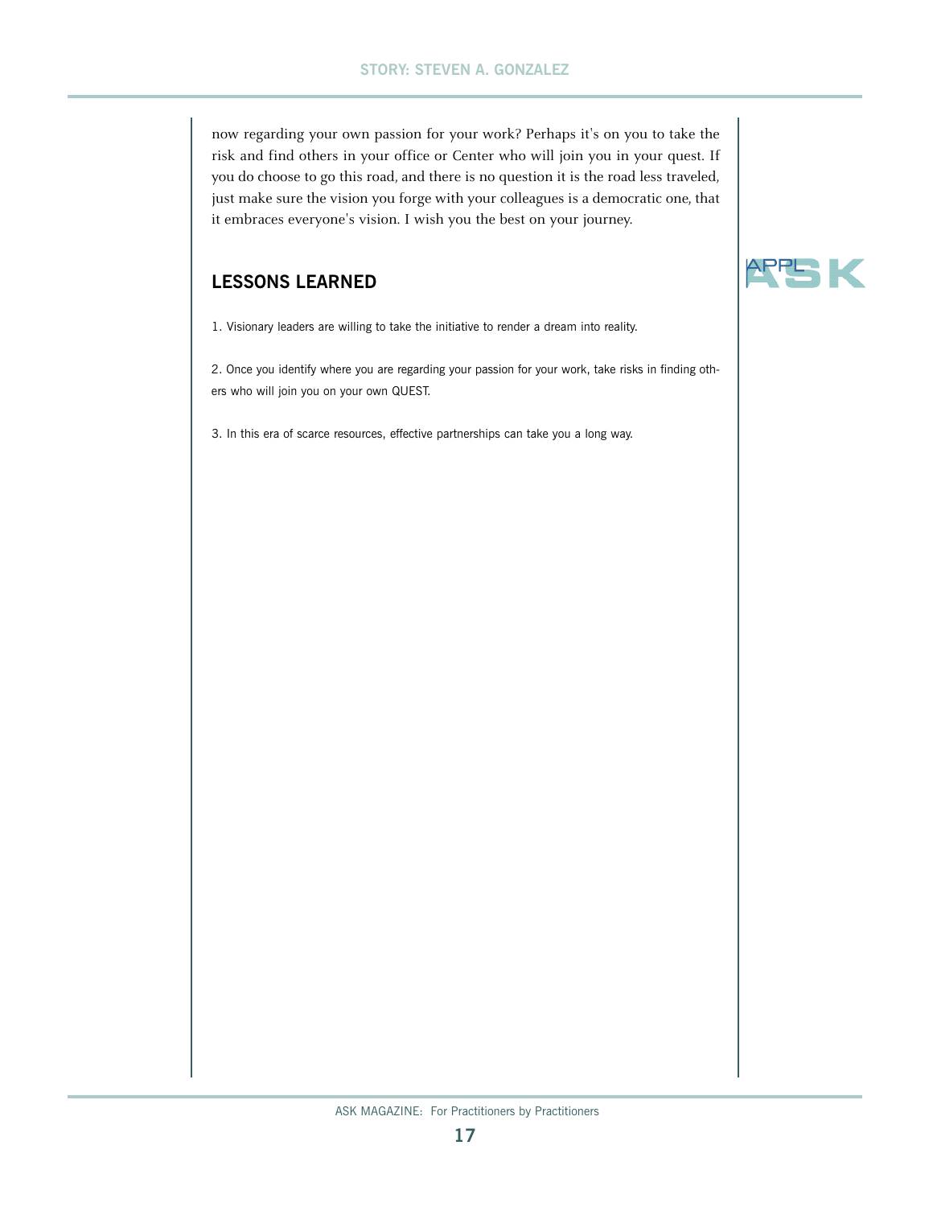now regarding your own passion for your work? Perhaps it's on you to take the risk and find others in your office or Center who will join you in your quest. If you do choose to go this road, and there is no question it is the road less traveled, just make sure the vision you forge with your colleagues is a democratic one, that it embraces everyone's vision. I wish you the best on your journey.

## LESSONS LEARNED

1. Visionary leaders are willing to take the initiative to render a dream into reality.

2. Once you identify where you are regarding your passion for your work, take risks in finding others who will join you on your own QUEST.

3. In this era of scarce resources, effective partnerships can take you a long way.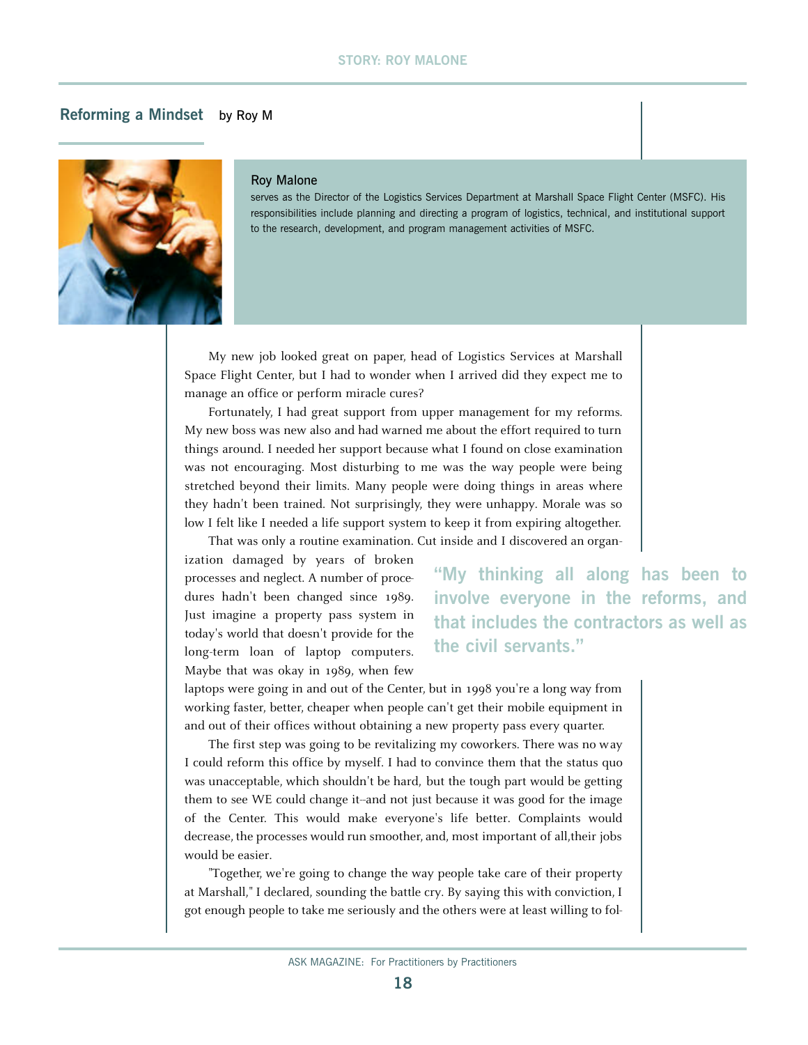## Reforming a Mindset

by Roy M

**Roy Malone**

serves as the Director of the Logistics Services Department at Marshall Space Flight Center (MSFC). His responsibilities include planning and directing a program of logistics, technical, and institutional support to the research, development, and program management activities of MSFC.

My new job looked great on paper, head of Logistics Services at Marshall Space Flight Center, but I had to wonder when I arrived did they expect me to manage an office or perform miracle cures?

Fortunately, I had great support from upper management for my reforms. My new boss was new also and had warned me about the effort required to turn things around. I needed her support because what I found on close examination was not encouraging. Most disturbing to me was the way people were being stretched beyond their limits. Many people were doing things in areas where they hadn't been trained. Not surprisingly, they were unhappy. Morale was so low I felt like I needed a life support system to keep it from expiring altogether.

That was only a routine examination. Cut inside and I discovered an organization damaged by years of broken processes and neglect. A number of procedures hadn't been changed since 1989. Just imagine a property pass system in today's world that doesn't provide for the long-term loan of laptop computers. Maybe that was okay in 1989, when few laptops were going in and out of the Center, but in 1998 you're a long way from working faster, better, cheaper when people can't get their mobile equipment in and out of their offices without obtaining a new property pass every quarter.

> "My thinking all along has been to involve everyone in the reforms, and that includes the contractors as well as the civil servants."

The first step was going to be revitalizing my coworkers. There was no way I could reform this office by myself. I had to convince them that the status quo was unacceptable, which shouldn't be hard, but the tough part would be getting them to see WE could change it–and not just because it was good for the image of the Center. This would make everyone's life better. Complaints would decrease, the processes would run smoother, and, most important of all,their jobs would be easier.

"Together, we're going to change the way people take care of their property at Marshall," I declared, sounding the battle cry. By saying this with conviction, I got enough people to take me seriously and the others were at least willing to fol-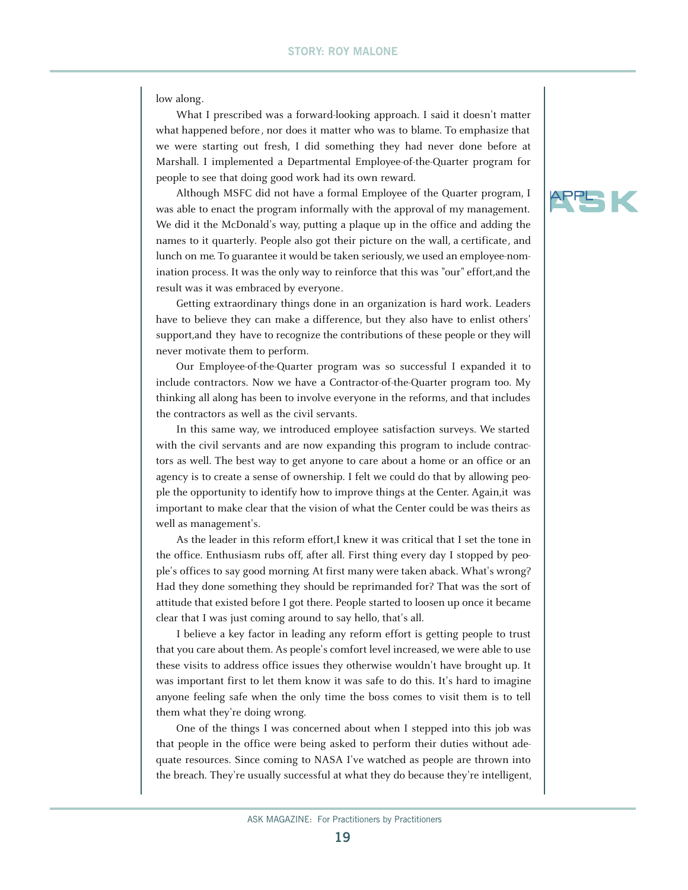low along.

What I prescribed was a forward-looking approach. I said it doesn't matter what happened before, nor does it matter who was to blame. To emphasize that we were starting out fresh, I did something they had never done before at Marshall. I implemented a Departmental Employee-of-the-Quarter program for people to see that doing good work had its own reward.

Although MSFC did not have a formal Employee of the Quarter program, I was able to enact the program informally with the approval of my management. We did it the McDonald's way, putting a plaque up in the office and adding the names to it quarterly. People also got their picture on the wall, a certificate, and lunch on me. To guarantee it would be taken seriously, we used an employee-nomination process. It was the only way to reinforce that this was "our" effort,and the result was it was embraced by everyone.

Getting extraordinary things done in an organization is hard work. Leaders have to believe they can make a difference, but they also have to enlist others' support,and they have to recognize the contributions of these people or they will never motivate them to perform.

Our Employee-of-the-Quarter program was so successful I expanded it to include contractors. Now we have a Contractor-of-the-Quarter program too. My thinking all along has been to involve everyone in the reforms, and that includes the contractors as well as the civil servants.

In this same way, we introduced employee satisfaction surveys. We started with the civil servants and are now expanding this program to include contractors as well. The best way to get anyone to care about a home or an office or an agency is to create a sense of ownership. I felt we could do that by allowing people the opportunity to identify how to improve things at the Center. Again,it was important to make clear that the vision of what the Center could be was theirs as well as management's.

As the leader in this reform effort,I knew it was critical that I set the tone in the office. Enthusiasm rubs off, after all. First thing every day I stopped by people's offices to say good morning. At first many were taken aback. What's wrong? Had they done something they should be reprimanded for? That was the sort of attitude that existed before I got there. People started to loosen up once it became clear that I was just coming around to say hello, that's all.

I believe a key factor in leading any reform effort is getting people to trust that you care about them. As people's comfort level increased, we were able to use these visits to address office issues they otherwise wouldn't have brought up. It was important first to let them know it was safe to do this. It's hard to imagine anyone feeling safe when the only time the boss comes to visit them is to tell them what they're doing wrong.

One of the things I was concerned about when I stepped into this job was that people in the office were being asked to perform their duties without adequate resources. Since coming to NASA I've watched as people are thrown into the breach. They're usually successful at what they do because they're intelligent,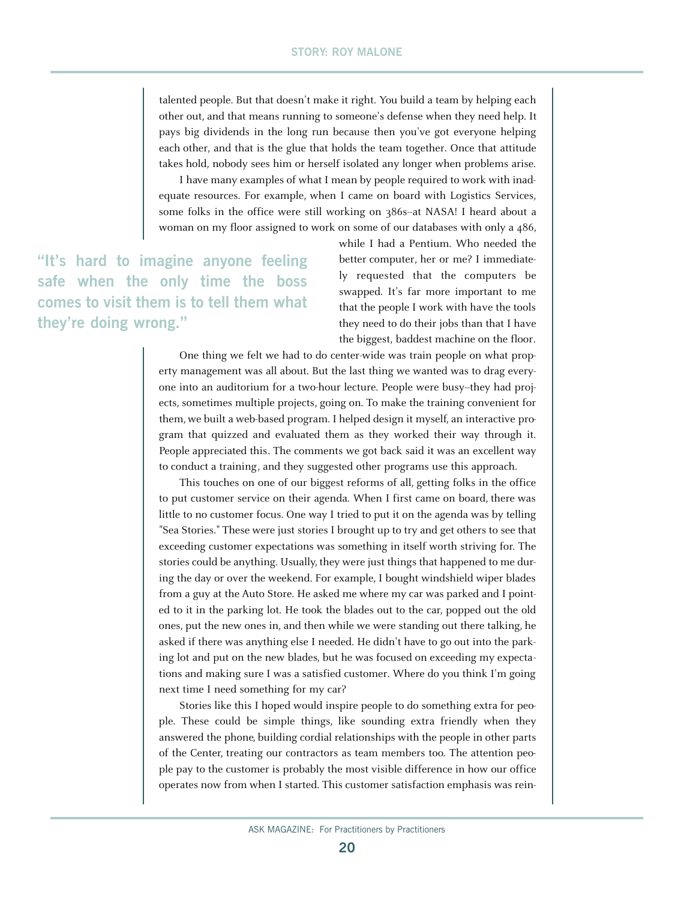talented people. But that doesn't make it right. You build a team by helping each other out, and that means running to someone's defense when they need help. It pays big dividends in the long run because then you've got everyone helping each other, and that is the glue that holds the team together. Once that attitude takes hold, nobody sees him or herself isolated any longer when problems arise.

I have many examples of what I mean by people required to work with inadequate resources. For example, when I came on board with Logistics Services, some folks in the office were still working on 386s–at NASA! I heard about a woman on my floor assigned to work on some of our databases with only a 486, while I had a Pentium. Who needed the better computer, her or me? I immediately requested that the computers be swapped. It's far more important to me that the people I work with have the tools they need to do their jobs than that I have the biggest, baddest machine on the floor.

> **"It's hard to imagine anyone feeling safe when the only time the boss comes to visit them is to tell them what they're doing wrong."**

One thing we felt we had to do center-wide was train people on what property management was all about. But the last thing we wanted was to drag everyone into an auditorium for a two-hour lecture. People were busy–they had projects, sometimes multiple projects, going on. To make the training convenient for them, we built a web-based program. I helped design it myself, an interactive program that quizzed and evaluated them as they worked their way through it. People appreciated this. The comments we got back said it was an excellent way to conduct a training, and they suggested other programs use this approach.

This touches on one of our biggest reforms of all, getting folks in the office to put customer service on their agenda. When I first came on board, there was little to no customer focus. One way I tried to put it on the agenda was by telling "Sea Stories." These were just stories I brought up to try and get others to see that exceeding customer expectations was something in itself worth striving for. The stories could be anything. Usually, they were just things that happened to me during the day or over the weekend. For example, I bought windshield wiper blades from a guy at the Auto Store. He asked me where my car was parked and I pointed to it in the parking lot. He took the blades out to the car, popped out the old ones, put the new ones in, and then while we were standing out there talking, he asked if there was anything else I needed. He didn't have to go out into the parking lot and put on the new blades, but he was focused on exceeding my expectations and making sure I was a satisfied customer. Where do you think I'm going next time I need something for my car?

Stories like this I hoped would inspire people to do something extra for people. These could be simple things, like sounding extra friendly when they answered the phone, building cordial relationships with the people in other parts of the Center, treating our contractors as team members too. The attention people pay to the customer is probably the most visible difference in how our office operates now from when I started. This customer satisfaction emphasis was rein-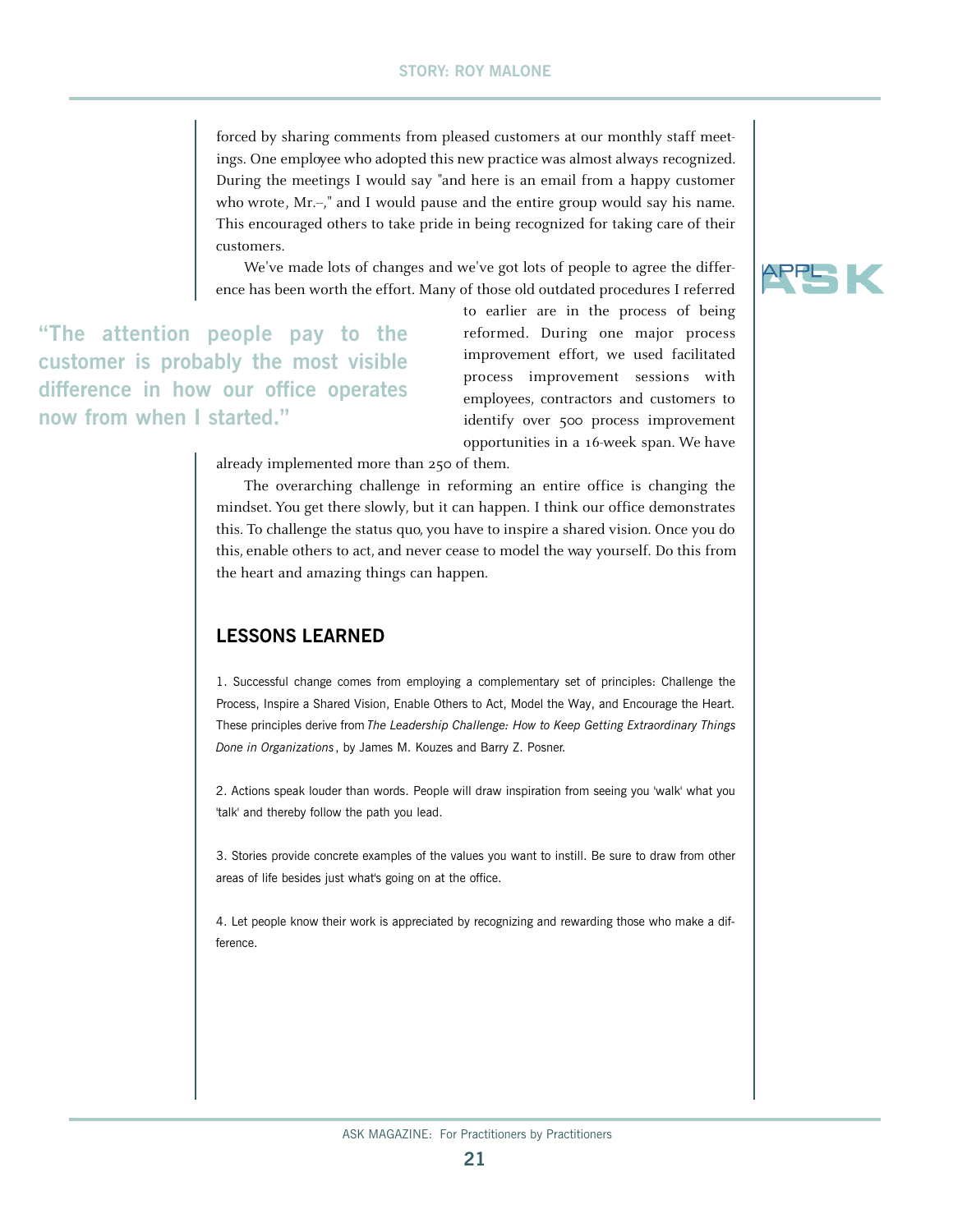forced by sharing comments from pleased customers at our monthly staff meetings. One employee who adopted this new practice was almost always recognized. During the meetings I would say "and here is an email from a happy customer who wrote, Mr.–," and I would pause and the entire group would say his name. This encouraged others to take pride in being recognized for taking care of their customers.

We've made lots of changes and we've got lots of people to agree the difference has been worth the effort. Many of those old outdated procedures I referred to earlier are in the process of being reformed. During one major process improvement effort, we used facilitated process improvement sessions with employees, contractors and customers to identify over 500 process improvement opportunities in a 16-week span. We have already implemented more than 250 of them.

> "The attention people pay to the customer is probably the most visible difference in how our office operates now from when I started."

The overarching challenge in reforming an entire office is changing the mindset. You get there slowly, but it can happen. I think our office demonstrates this. To challenge the status quo, you have to inspire a shared vision. Once you do this, enable others to act, and never cease to model the way yourself. Do this from the heart and amazing things can happen.

## LESSONS LEARNED

1. Successful change comes from employing a complementary set of principles: Challenge the Process, Inspire a Shared Vision, Enable Others to Act, Model the Way, and Encourage the Heart. These principles derive from *The Leadership Challenge: How to Keep Getting Extraordinary Things Done in Organizations*, by James M. Kouzes and Barry Z. Posner.

2. Actions speak louder than words. People will draw inspiration from seeing you 'walk' what you 'talk' and thereby follow the path you lead.

3. Stories provide concrete examples of the values you want to instill. Be sure to draw from other areas of life besides just what's going on at the office.

4. Let people know their work is appreciated by recognizing and rewarding those who make a difference.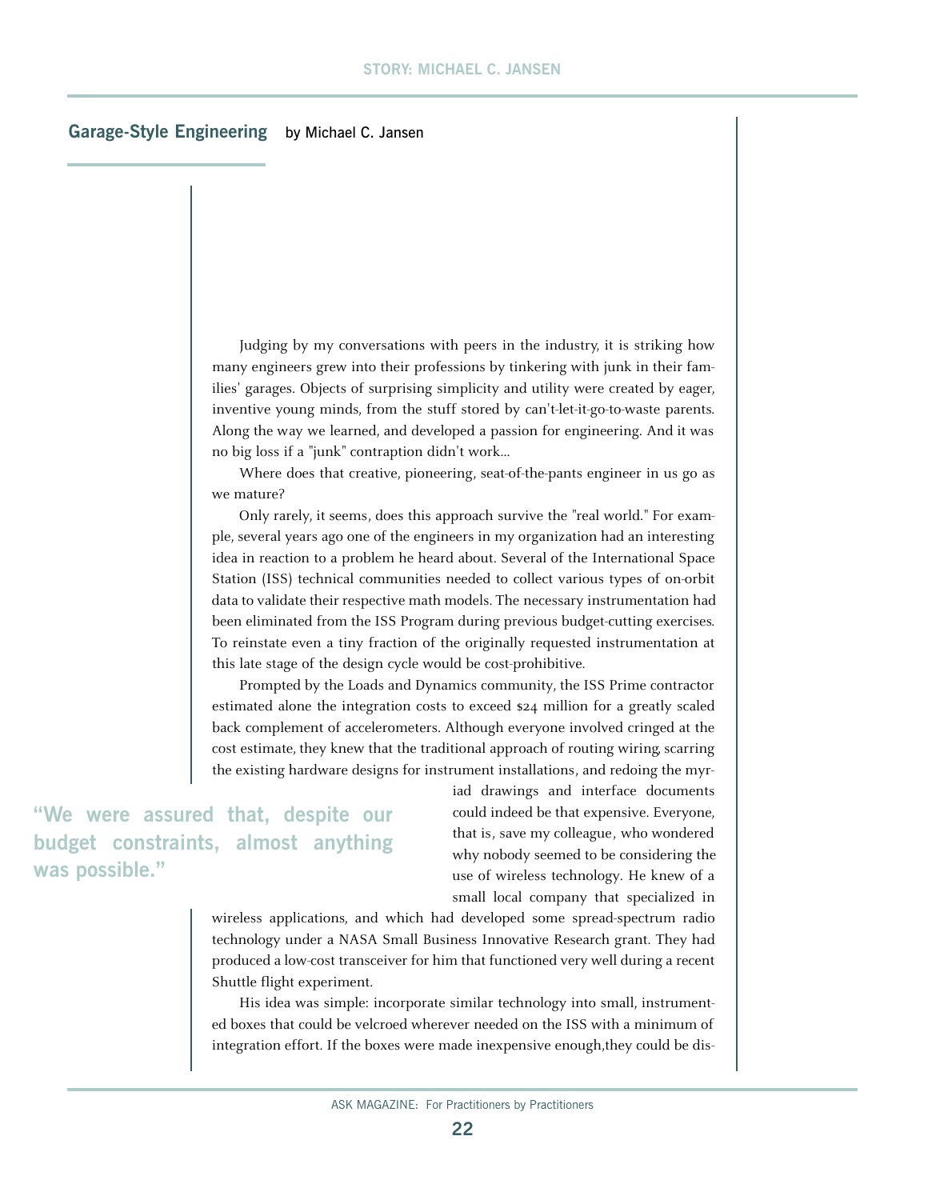## Garage-Style Engineering

by Michael C. Jansen

Judging by my conversations with peers in the industry, it is striking how many engineers grew into their professions by tinkering with junk in their families' garages. Objects of surprising simplicity and utility were created by eager, inventive young minds, from the stuff stored by can't-let-it-go-to-waste parents. Along the way we learned, and developed a passion for engineering. And it was no big loss if a "junk" contraption didn't work...

Where does that creative, pioneering, seat-of-the-pants engineer in us go as we mature?

Only rarely, it seems, does this approach survive the "real world." For example, several years ago one of the engineers in my organization had an interesting idea in reaction to a problem he heard about. Several of the International Space Station (ISS) technical communities needed to collect various types of on-orbit data to validate their respective math models. The necessary instrumentation had been eliminated from the ISS Program during previous budget-cutting exercises. To reinstate even a tiny fraction of the originally requested instrumentation at this late stage of the design cycle would be cost-prohibitive.

Prompted by the Loads and Dynamics community, the ISS Prime contractor estimated alone the integration costs to exceed $24 million for a greatly scaled back complement of accelerometers. Although everyone involved cringed at the cost estimate, they knew that the traditional approach of routing wiring, scarring the existing hardware designs for instrument installations, and redoing the myriad drawings and interface documents could indeed be that expensive. Everyone, that is, save my colleague, who wondered why nobody seemed to be considering the use of wireless technology. He knew of a small local company that specialized in wireless applications, and which had developed some spread-spectrum radio technology under a NASA Small Business Innovative Research grant. They had produced a low-cost transceiver for him that functioned very well during a recent Shuttle flight experiment.

> "We were assured that, despite our budget constraints, almost anything was possible."

His idea was simple: incorporate similar technology into small, instrumented boxes that could be velcroed wherever needed on the ISS with a minimum of integration effort. If the boxes were made inexpensive enough,they could be dis-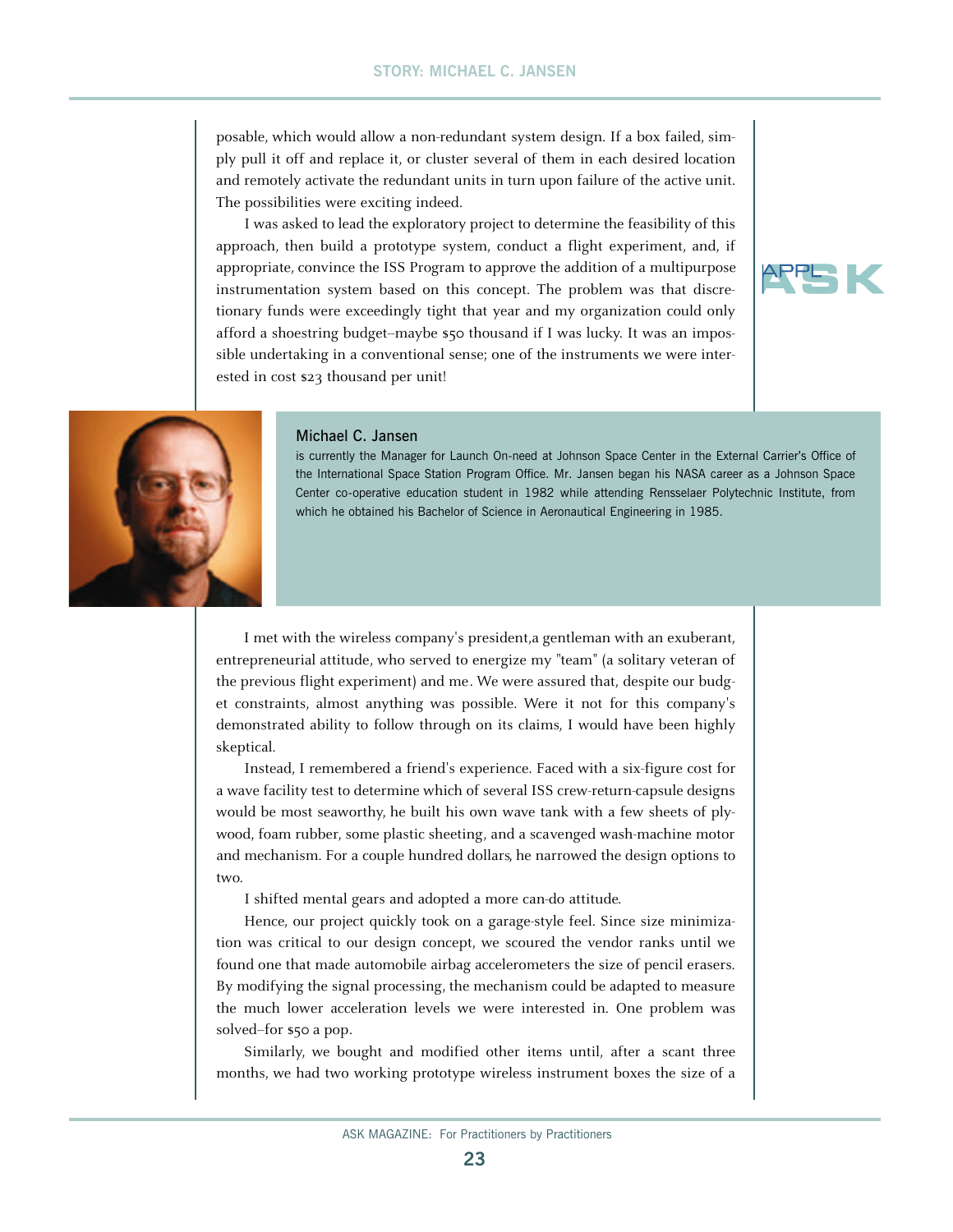posable, which would allow a non-redundant system design. If a box failed, simply pull it off and replace it, or cluster several of them in each desired location and remotely activate the redundant units in turn upon failure of the active unit. The possibilities were exciting indeed.

I was asked to lead the exploratory project to determine the feasibility of this approach, then build a prototype system, conduct a flight experiment, and, if appropriate, convince the ISS Program to approve the addition of a multipurpose instrumentation system based on this concept. The problem was that discretionary funds were exceedingly tight that year and my organization could only afford a shoestring budget–maybe $50 thousand if I was lucky. It was an impossible undertaking in a conventional sense; one of the instruments we were interested in cost $23 thousand per unit!

**Michael C. Jansen**

is currently the Manager for Launch On-need at Johnson Space Center in the External Carrier's Office of the International Space Station Program Office. Mr. Jansen began his NASA career as a Johnson Space Center co-operative education student in 1982 while attending Rensselaer Polytechnic Institute, from which he obtained his Bachelor of Science in Aeronautical Engineering in 1985.

I met with the wireless company's president,a gentleman with an exuberant, entrepreneurial attitude, who served to energize my "team" (a solitary veteran of the previous flight experiment) and me. We were assured that, despite our budget constraints, almost anything was possible. Were it not for this company's demonstrated ability to follow through on its claims, I would have been highly skeptical.

Instead, I remembered a friend's experience. Faced with a six-figure cost for a wave facility test to determine which of several ISS crew-return-capsule designs would be most seaworthy, he built his own wave tank with a few sheets of plywood, foam rubber, some plastic sheeting, and a scavenged wash-machine motor and mechanism. For a couple hundred dollars, he narrowed the design options to two.

I shifted mental gears and adopted a more can-do attitude.

Hence, our project quickly took on a garage-style feel. Since size minimization was critical to our design concept, we scoured the vendor ranks until we found one that made automobile airbag accelerometers the size of pencil erasers. By modifying the signal processing, the mechanism could be adapted to measure the much lower acceleration levels we were interested in. One problem was solved–for $50 a pop.

Similarly, we bought and modified other items until, after a scant three months, we had two working prototype wireless instrument boxes the size of a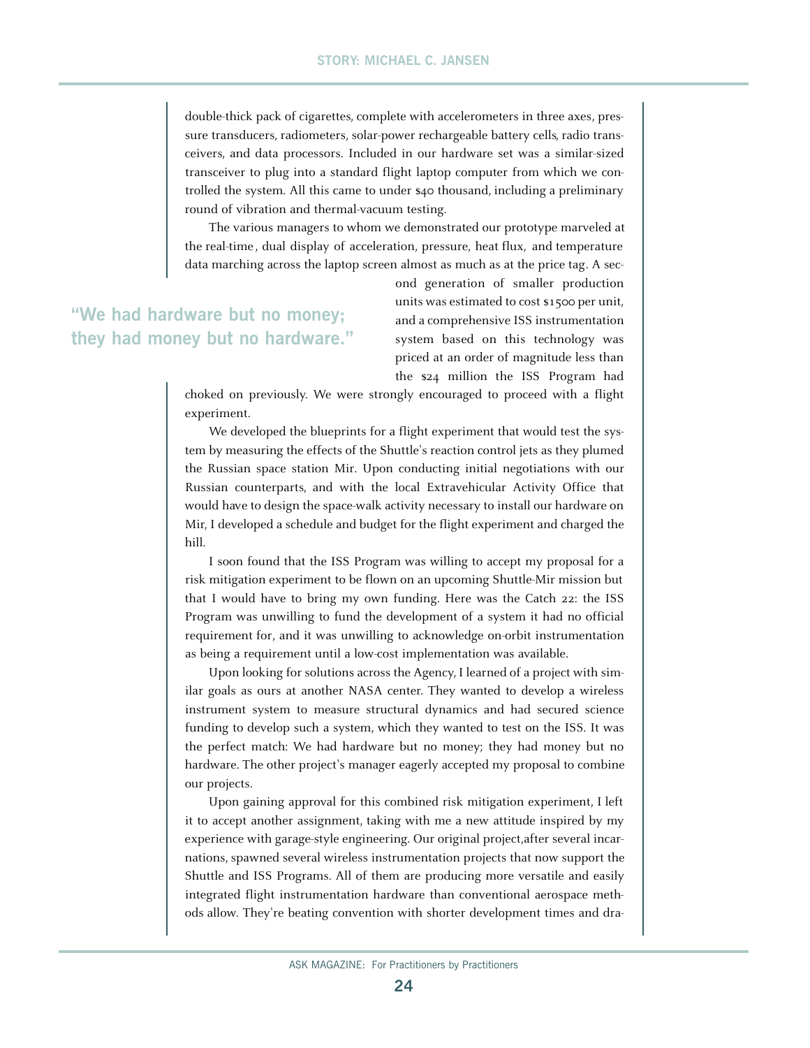double-thick pack of cigarettes, complete with accelerometers in three axes, pressure transducers, radiometers, solar-power rechargeable battery cells, radio transceivers, and data processors. Included in our hardware set was a similar-sized transceiver to plug into a standard flight laptop computer from which we controlled the system. All this came to under $40 thousand, including a preliminary round of vibration and thermal-vacuum testing.

The various managers to whom we demonstrated our prototype marveled at the real-time, dual display of acceleration, pressure, heat flux, and temperature data marching across the laptop screen almost as much as at the price tag. A second generation of smaller production units was estimated to cost $1500 per unit, and a comprehensive ISS instrumentation system based on this technology was priced at an order of magnitude less than the $24 million the ISS Program had choked on previously. We were strongly encouraged to proceed with a flight experiment.

> **"We had hardware but no money; they had money but no hardware."**

We developed the blueprints for a flight experiment that would test the system by measuring the effects of the Shuttle's reaction control jets as they plumed the Russian space station Mir. Upon conducting initial negotiations with our Russian counterparts, and with the local Extravehicular Activity Office that would have to design the space-walk activity necessary to install our hardware on Mir, I developed a schedule and budget for the flight experiment and charged the hill.

I soon found that the ISS Program was willing to accept my proposal for a risk mitigation experiment to be flown on an upcoming Shuttle-Mir mission but that I would have to bring my own funding. Here was the Catch 22: the ISS Program was unwilling to fund the development of a system it had no official requirement for, and it was unwilling to acknowledge on-orbit instrumentation as being a requirement until a low-cost implementation was available.

Upon looking for solutions across the Agency, I learned of a project with similar goals as ours at another NASA center. They wanted to develop a wireless instrument system to measure structural dynamics and had secured science funding to develop such a system, which they wanted to test on the ISS. It was the perfect match: We had hardware but no money; they had money but no hardware. The other project's manager eagerly accepted my proposal to combine our projects.

Upon gaining approval for this combined risk mitigation experiment, I left it to accept another assignment, taking with me a new attitude inspired by my experience with garage-style engineering. Our original project,after several incarnations, spawned several wireless instrumentation projects that now support the Shuttle and ISS Programs. All of them are producing more versatile and easily integrated flight instrumentation hardware than conventional aerospace methods allow. They're beating convention with shorter development times and dra-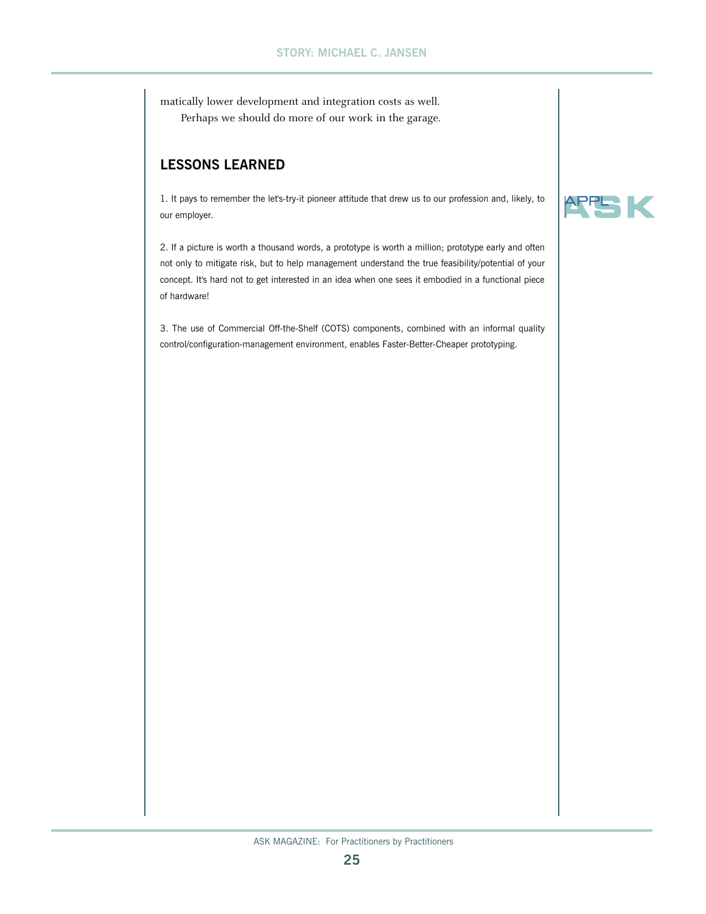matically lower development and integration costs as well.

Perhaps we should do more of our work in the garage.

## LESSONS LEARNED

1. It pays to remember the let's-try-it pioneer attitude that drew us to our profession and, likely, to our employer.

2. If a picture is worth a thousand words, a prototype is worth a million; prototype early and often not only to mitigate risk, but to help management understand the true feasibility/potential of your concept. It's hard not to get interested in an idea when one sees it embodied in a functional piece of hardware!

3. The use of Commercial Off-the-Shelf (COTS) components, combined with an informal quality control/configuration-management environment, enables Faster-Better-Cheaper prototyping.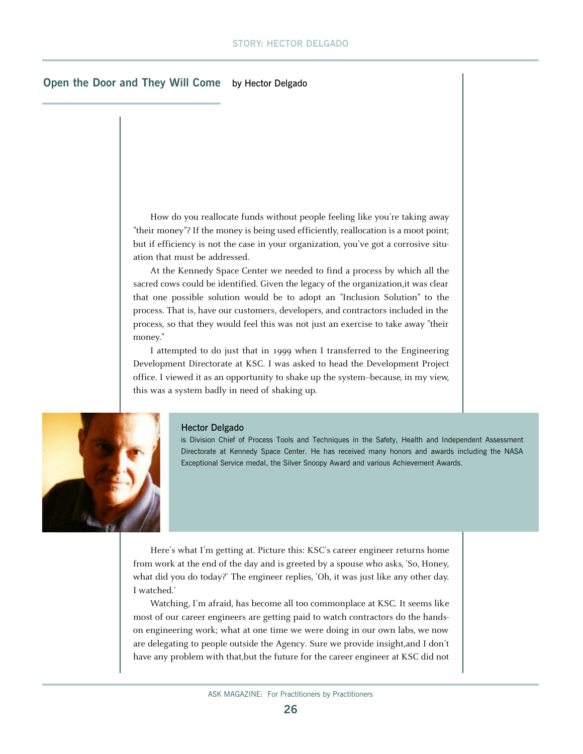## Open the Door and They Will Come

by Hector Delgado

How do you reallocate funds without people feeling like you're taking away "their money"? If the money is being used efficiently, reallocation is a moot point; but if efficiency is not the case in your organization, you've got a corrosive situation that must be addressed.

At the Kennedy Space Center we needed to find a process by which all the sacred cows could be identified. Given the legacy of the organization,it was clear that one possible solution would be to adopt an "Inclusion Solution" to the process. That is, have our customers, developers, and contractors included in the process, so that they would feel this was not just an exercise to take away "their money."

I attempted to do just that in 1999 when I transferred to the Engineering Development Directorate at KSC. I was asked to head the Development Project office. I viewed it as an opportunity to shake up the system–because, in my view, this was a system badly in need of shaking up.

**Hector Delgado**
is Division Chief of Process Tools and Techniques in the Safety, Health and Independent Assessment Directorate at Kennedy Space Center. He has received many honors and awards including the NASA Exceptional Service medal, the Silver Snoopy Award and various Achievement Awards.

Here's what I'm getting at. Picture this: KSC's career engineer returns home from work at the end of the day and is greeted by a spouse who asks, 'So, Honey, what did you do today?' The engineer replies, 'Oh, it was just like any other day. I watched.'

Watching, I'm afraid, has become all too commonplace at KSC. It seems like most of our career engineers are getting paid to watch contractors do the hands-on engineering work; what at one time we were doing in our own labs, we now are delegating to people outside the Agency. Sure we provide insight,and I don't have any problem with that,but the future for the career engineer at KSC did not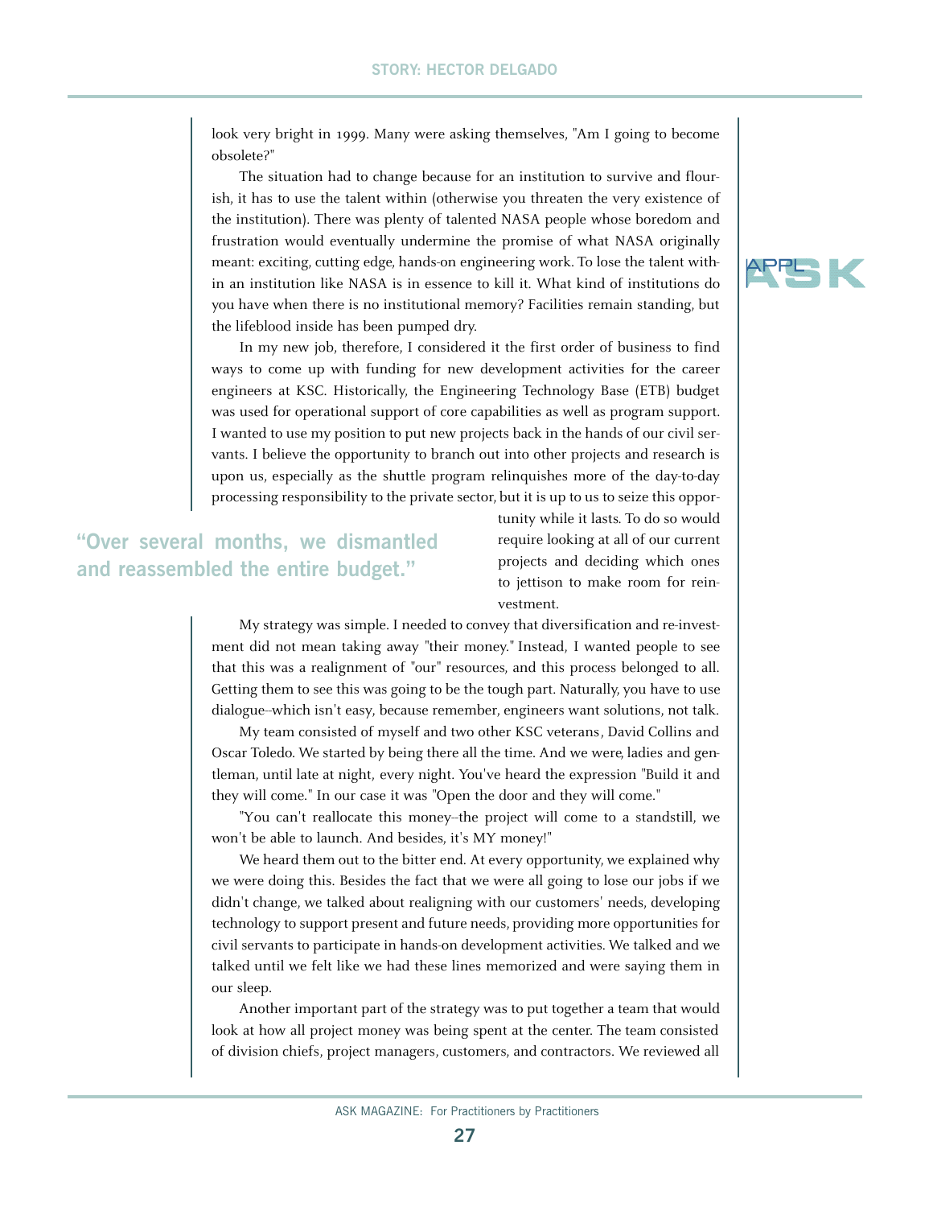look very bright in 1999. Many were asking themselves, "Am I going to become obsolete?"

The situation had to change because for an institution to survive and flourish, it has to use the talent within (otherwise you threaten the very existence of the institution). There was plenty of talented NASA people whose boredom and frustration would eventually undermine the promise of what NASA originally meant: exciting, cutting edge, hands-on engineering work. To lose the talent within an institution like NASA is in essence to kill it. What kind of institutions do you have when there is no institutional memory? Facilities remain standing, but the lifeblood inside has been pumped dry.

In my new job, therefore, I considered it the first order of business to find ways to come up with funding for new development activities for the career engineers at KSC. Historically, the Engineering Technology Base (ETB) budget was used for operational support of core capabilities as well as program support. I wanted to use my position to put new projects back in the hands of our civil servants. I believe the opportunity to branch out into other projects and research is upon us, especially as the shuttle program relinquishes more of the day-to-day processing responsibility to the private sector, but it is up to us to seize this opportunity while it lasts. To do so would require looking at all of our current projects and deciding which ones to jettison to make room for reinvestment.

> **"Over several months, we dismantled and reassembled the entire budget."**

My strategy was simple. I needed to convey that diversification and re-investment did not mean taking away "their money." Instead, I wanted people to see that this was a realignment of "our" resources, and this process belonged to all. Getting them to see this was going to be the tough part. Naturally, you have to use dialogue--which isn't easy, because remember, engineers want solutions, not talk.

My team consisted of myself and two other KSC veterans, David Collins and Oscar Toledo. We started by being there all the time. And we were, ladies and gentleman, until late at night, every night. You've heard the expression "Build it and they will come." In our case it was "Open the door and they will come."

"You can't reallocate this money--the project will come to a standstill, we won't be able to launch. And besides, it's MY money!"

We heard them out to the bitter end. At every opportunity, we explained why we were doing this. Besides the fact that we were all going to lose our jobs if we didn't change, we talked about realigning with our customers' needs, developing technology to support present and future needs, providing more opportunities for civil servants to participate in hands-on development activities. We talked and we talked until we felt like we had these lines memorized and were saying them in our sleep.

Another important part of the strategy was to put together a team that would look at how all project money was being spent at the center. The team consisted of division chiefs, project managers, customers, and contractors. We reviewed all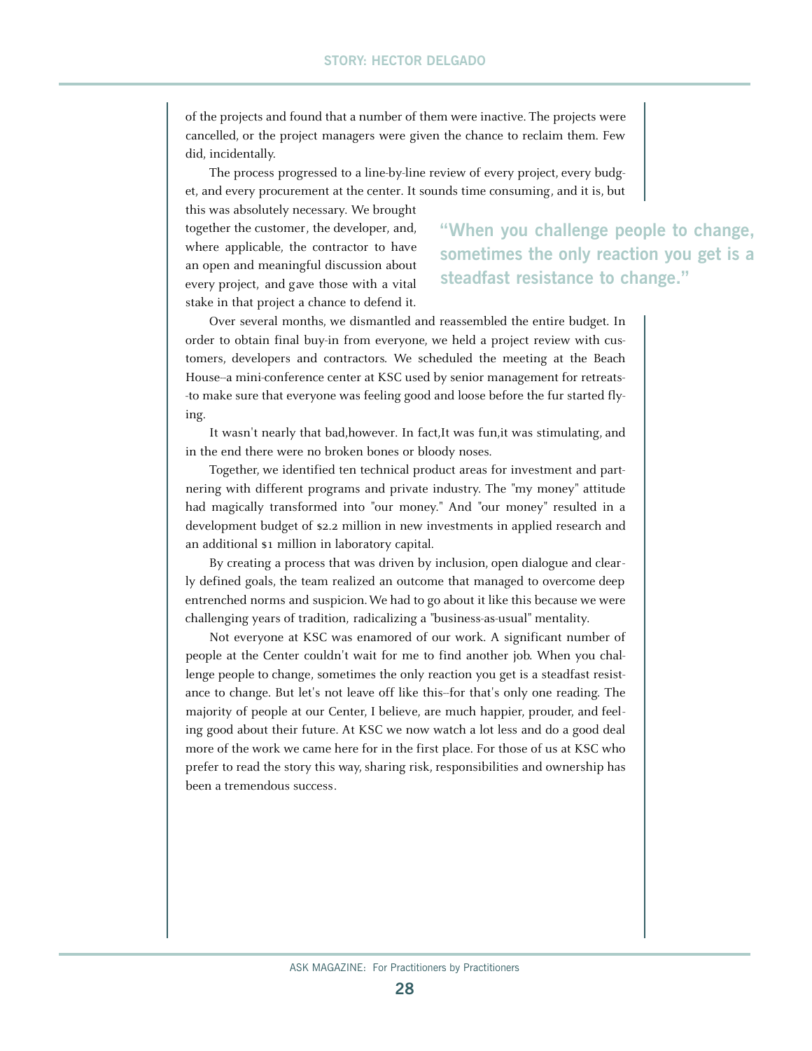of the projects and found that a number of them were inactive. The projects were cancelled, or the project managers were given the chance to reclaim them. Few did, incidentally.

The process progressed to a line-by-line review of every project, every budget, and every procurement at the center. It sounds time consuming, and it is, but this was absolutely necessary. We brought together the customer, the developer, and, where applicable, the contractor to have an open and meaningful discussion about every project, and gave those with a vital stake in that project a chance to defend it.

**"When you challenge people to change, sometimes the only reaction you get is a steadfast resistance to change."**

Over several months, we dismantled and reassembled the entire budget. In order to obtain final buy-in from everyone, we held a project review with customers, developers and contractors. We scheduled the meeting at the Beach House--a mini-conference center at KSC used by senior management for retreats--to make sure that everyone was feeling good and loose before the fur started flying.

It wasn't nearly that bad,however. In fact,It was fun,it was stimulating, and in the end there were no broken bones or bloody noses.

Together, we identified ten technical product areas for investment and partnering with different programs and private industry. The "my money" attitude had magically transformed into "our money." And "our money" resulted in a development budget of $2.2 million in new investments in applied research and an additional $1 million in laboratory capital.

By creating a process that was driven by inclusion, open dialogue and clearly defined goals, the team realized an outcome that managed to overcome deep entrenched norms and suspicion. We had to go about it like this because we were challenging years of tradition, radicalizing a "business-as-usual" mentality.

Not everyone at KSC was enamored of our work. A significant number of people at the Center couldn't wait for me to find another job. When you challenge people to change, sometimes the only reaction you get is a steadfast resistance to change. But let's not leave off like this--for that's only one reading. The majority of people at our Center, I believe, are much happier, prouder, and feeling good about their future. At KSC we now watch a lot less and do a good deal more of the work we came here for in the first place. For those of us at KSC who prefer to read the story this way, sharing risk, responsibilities and ownership has been a tremendous success.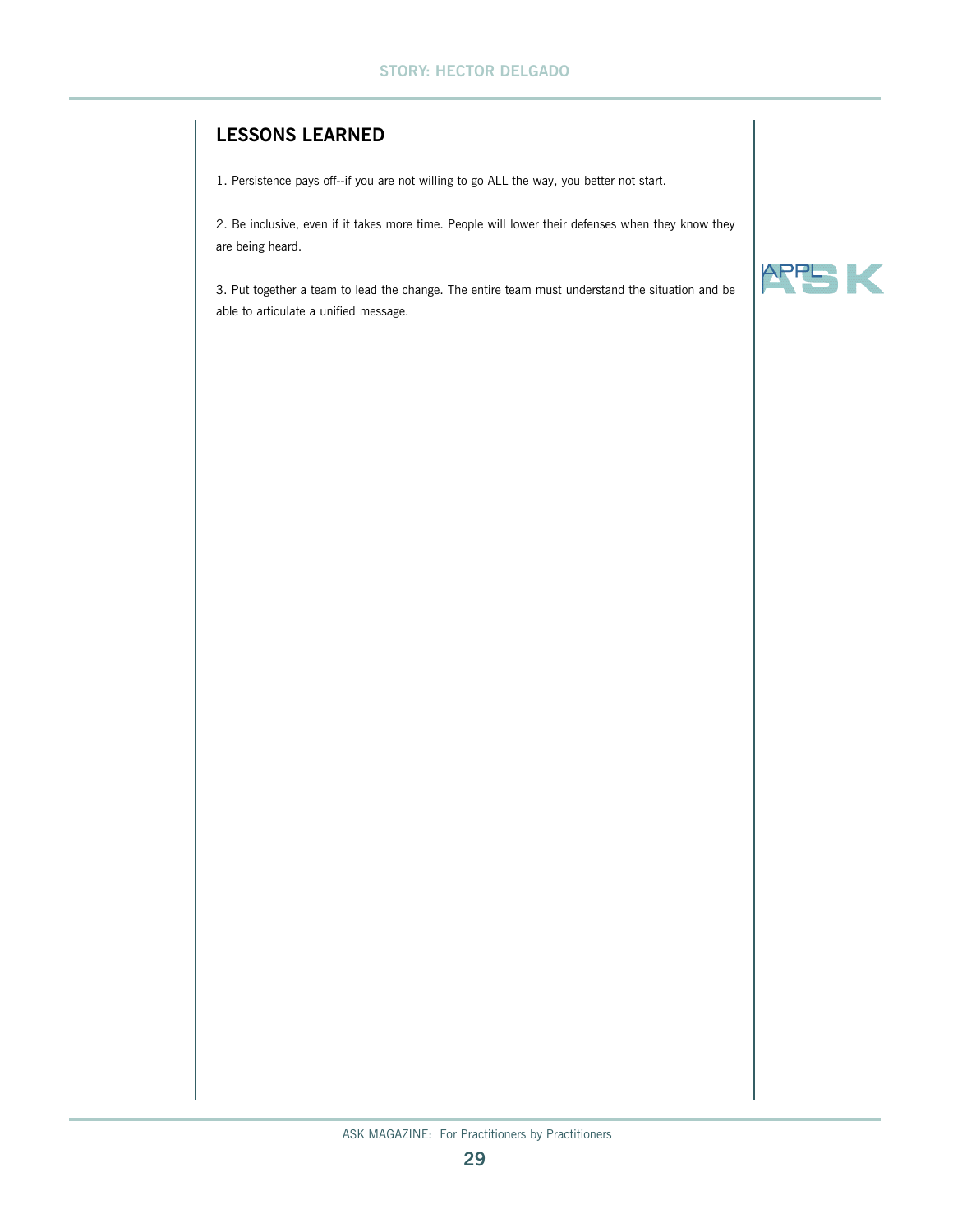## LESSONS LEARNED

1. Persistence pays off--if you are not willing to go ALL the way, you better not start.

2. Be inclusive, even if it takes more time. People will lower their defenses when they know they are being heard.

3. Put together a team to lead the change. The entire team must understand the situation and be able to articulate a unified message.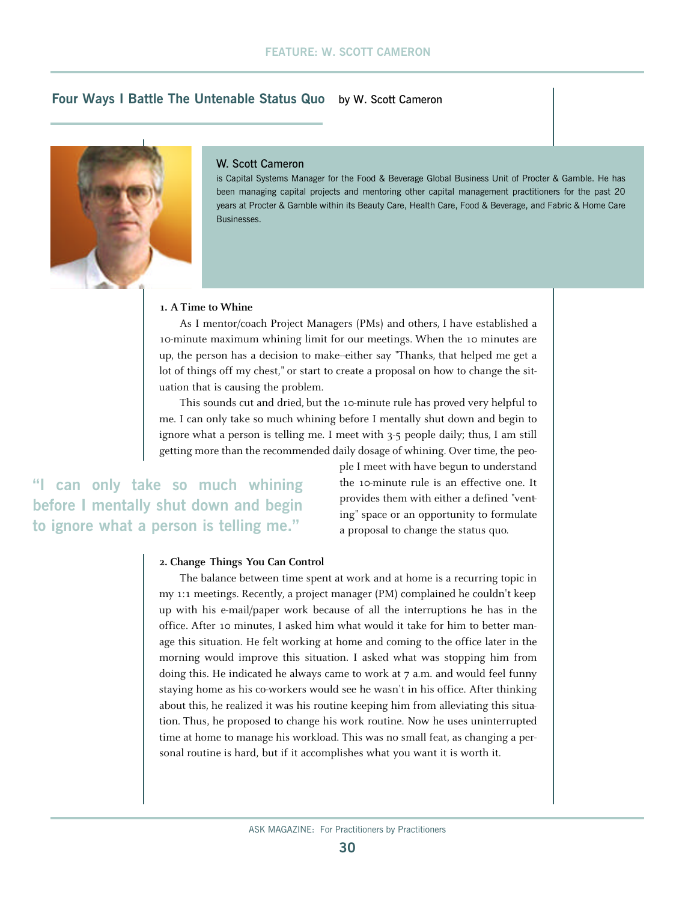## Four Ways I Battle The Untenable Status Quo

by W. Scott Cameron

**W. Scott Cameron** is Capital Systems Manager for the Food & Beverage Global Business Unit of Procter & Gamble. He has been managing capital projects and mentoring other capital management practitioners for the past 20 years at Procter & Gamble within its Beauty Care, Health Care, Food & Beverage, and Fabric & Home Care Businesses.

### 1. A Time to Whine

As I mentor/coach Project Managers (PMs) and others, I have established a 10-minute maximum whining limit for our meetings. When the 10 minutes are up, the person has a decision to make–either say "Thanks, that helped me get a lot of things off my chest," or start to create a proposal on how to change the situation that is causing the problem.

This sounds cut and dried, but the 10-minute rule has proved very helpful to me. I can only take so much whining before I mentally shut down and begin to ignore what a person is telling me. I meet with 3-5 people daily; thus, I am still getting more than the recommended daily dosage of whining. Over time, the people I meet with have begun to understand the 10-minute rule is an effective one. It provides them with either a defined "venting" space or an opportunity to formulate a proposal to change the status quo.

> "I can only take so much whining before I mentally shut down and begin to ignore what a person is telling me."

### 2. Change Things You Can Control

The balance between time spent at work and at home is a recurring topic in my 1:1 meetings. Recently, a project manager (PM) complained he couldn't keep up with his e-mail/paper work because of all the interruptions he has in the office. After 10 minutes, I asked him what would it take for him to better manage this situation. He felt working at home and coming to the office later in the morning would improve this situation. I asked what was stopping him from doing this. He indicated he always came to work at 7 a.m. and would feel funny staying home as his co-workers would see he wasn't in his office. After thinking about this, he realized it was his routine keeping him from alleviating this situation. Thus, he proposed to change his work routine. Now he uses uninterrupted time at home to manage his workload. This was no small feat, as changing a personal routine is hard, but if it accomplishes what you want it is worth it.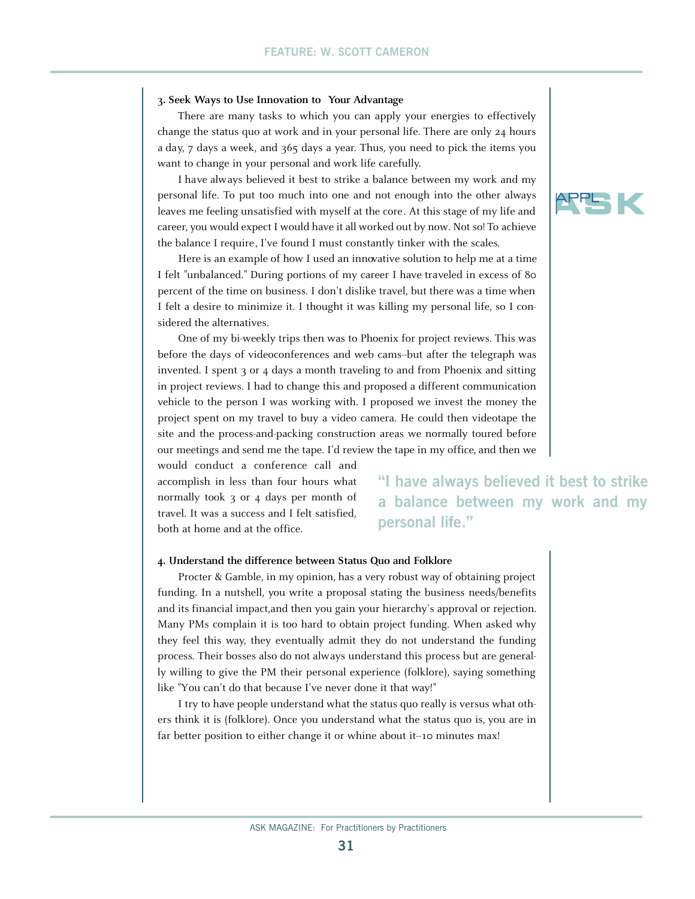### 3. Seek Ways to Use Innovation to Your Advantage

There are many tasks to which you can apply your energies to effectively change the status quo at work and in your personal life. There are only 24 hours a day, 7 days a week, and 365 days a year. Thus, you need to pick the items you want to change in your personal and work life carefully.

I have always believed it best to strike a balance between my work and my personal life. To put too much into one and not enough into the other always leaves me feeling unsatisfied with myself at the core. At this stage of my life and career, you would expect I would have it all worked out by now. Not so! To achieve the balance I require, I've found I must constantly tinker with the scales.

Here is an example of how I used an innovative solution to help me at a time I felt "unbalanced." During portions of my career I have traveled in excess of 80 percent of the time on business. I don't dislike travel, but there was a time when I felt a desire to minimize it. I thought it was killing my personal life, so I considered the alternatives.

One of my bi-weekly trips then was to Phoenix for project reviews. This was before the days of videoconferences and web cams–but after the telegraph was invented. I spent 3 or 4 days a month traveling to and from Phoenix and sitting in project reviews. I had to change this and proposed a different communication vehicle to the person I was working with. I proposed we invest the money the project spent on my travel to buy a video camera. He could then videotape the site and the process-and-packing construction areas we normally toured before our meetings and send me the tape. I'd review the tape in my office, and then we would conduct a conference call and accomplish in less than four hours what normally took 3 or 4 days per month of travel. It was a success and I felt satisfied, both at home and at the office.

> "I have always believed it best to strike a balance between my work and my personal life."

### 4. Understand the difference between Status Quo and Folklore

Procter & Gamble, in my opinion, has a very robust way of obtaining project funding. In a nutshell, you write a proposal stating the business needs/benefits and its financial impact,and then you gain your hierarchy's approval or rejection. Many PMs complain it is too hard to obtain project funding. When asked why they feel this way, they eventually admit they do not understand the funding process. Their bosses also do not always understand this process but are generally willing to give the PM their personal experience (folklore), saying something like "You can't do that because I've never done it that way!"

I try to have people understand what the status quo really is versus what others think it is (folklore). Once you understand what the status quo is, you are in far better position to either change it or whine about it–10 minutes max!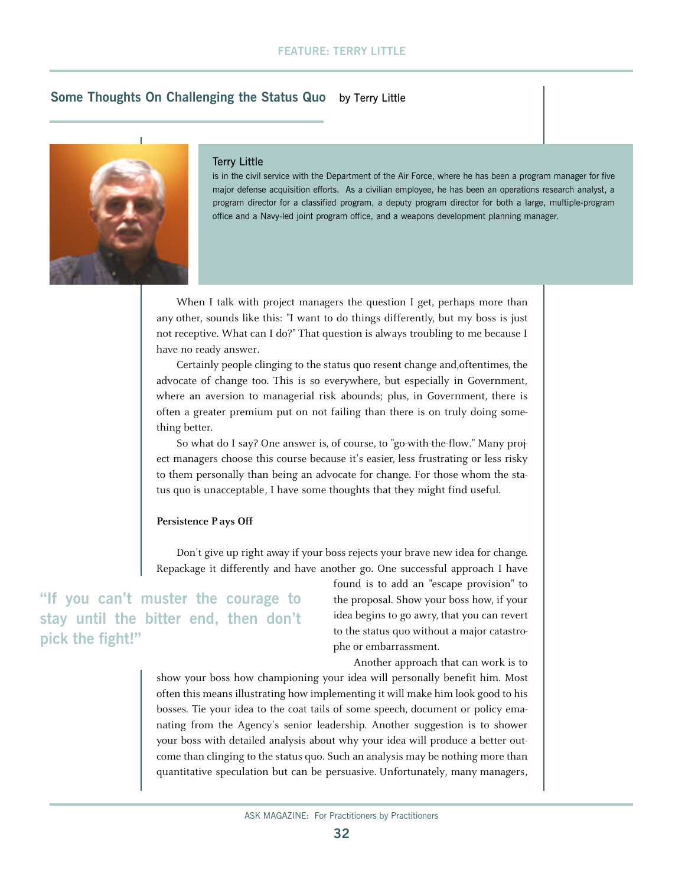## Some Thoughts On Challenging the Status Quo

by Terry Little

**Terry Little**

is in the civil service with the Department of the Air Force, where he has been a program manager for five major defense acquisition efforts. As a civilian employee, he has been an operations research analyst, a program director for a classified program, a deputy program director for both a large, multiple-program office and a Navy-led joint program office, and a weapons development planning manager.

When I talk with project managers the question I get, perhaps more than any other, sounds like this: "I want to do things differently, but my boss is just not receptive. What can I do?" That question is always troubling to me because I have no ready answer.

Certainly people clinging to the status quo resent change and,oftentimes, the advocate of change too. This is so everywhere, but especially in Government, where an aversion to managerial risk abounds; plus, in Government, there is often a greater premium put on not failing than there is on truly doing something better.

So what do I say? One answer is, of course, to "go-with-the-flow." Many project managers choose this course because it's easier, less frustrating or less risky to them personally than being an advocate for change. For those whom the status quo is unacceptable, I have some thoughts that they might find useful.

### Persistence Pays Off

Don't give up right away if your boss rejects your brave new idea for change. Repackage it differently and have another go. One successful approach I have found is to add an "escape provision" to the proposal. Show your boss how, if your idea begins to go awry, that you can revert to the status quo without a major catastrophe or embarrassment.

> "If you can't muster the courage to stay until the bitter end, then don't pick the fight!"

Another approach that can work is to show your boss how championing your idea will personally benefit him. Most often this means illustrating how implementing it will make him look good to his bosses. Tie your idea to the coat tails of some speech, document or policy emanating from the Agency's senior leadership. Another suggestion is to shower your boss with detailed analysis about why your idea will produce a better outcome than clinging to the status quo. Such an analysis may be nothing more than quantitative speculation but can be persuasive. Unfortunately, many managers,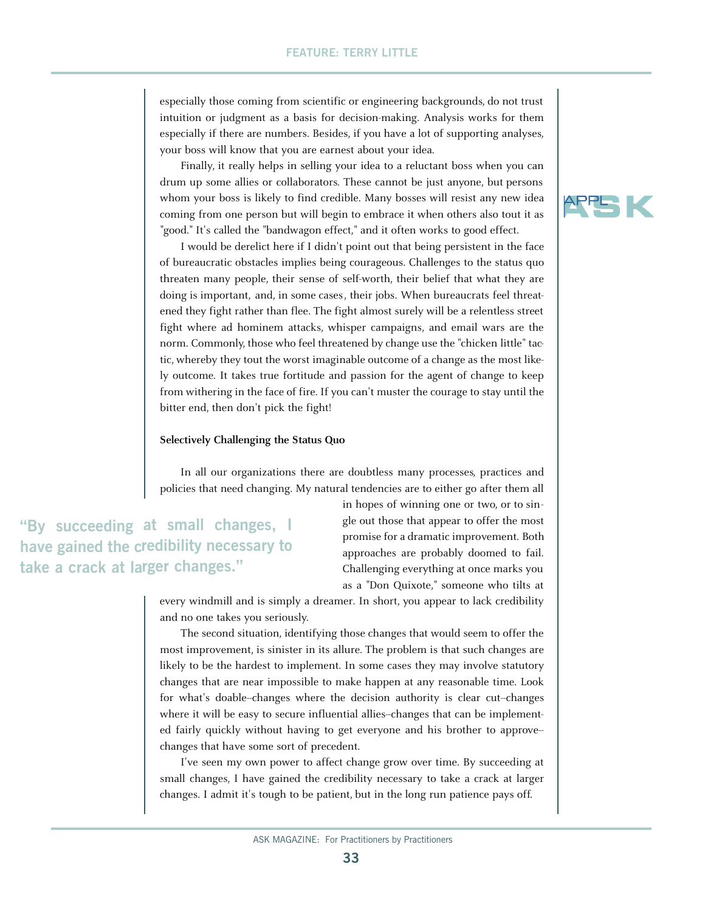especially those coming from scientific or engineering backgrounds, do not trust intuition or judgment as a basis for decision-making. Analysis works for them especially if there are numbers. Besides, if you have a lot of supporting analyses, your boss will know that you are earnest about your idea.

Finally, it really helps in selling your idea to a reluctant boss when you can drum up some allies or collaborators. These cannot be just anyone, but persons whom your boss is likely to find credible. Many bosses will resist any new idea coming from one person but will begin to embrace it when others also tout it as "good." It's called the "bandwagon effect," and it often works to good effect.

I would be derelict here if I didn't point out that being persistent in the face of bureaucratic obstacles implies being courageous. Challenges to the status quo threaten many people, their sense of self-worth, their belief that what they are doing is important, and, in some cases, their jobs. When bureaucrats feel threatened they fight rather than flee. The fight almost surely will be a relentless street fight where ad hominem attacks, whisper campaigns, and email wars are the norm. Commonly, those who feel threatened by change use the "chicken little" tactic, whereby they tout the worst imaginable outcome of a change as the most likely outcome. It takes true fortitude and passion for the agent of change to keep from withering in the face of fire. If you can't muster the courage to stay until the bitter end, then don't pick the fight!

### Selectively Challenging the Status Quo

In all our organizations there are doubtless many processes, practices and policies that need changing. My natural tendencies are to either go after them all in hopes of winning one or two, or to single out those that appear to offer the most promise for a dramatic improvement. Both approaches are probably doomed to fail. Challenging everything at once marks you as a "Don Quixote," someone who tilts at every windmill and is simply a dreamer. In short, you appear to lack credibility and no one takes you seriously.

> "By succeeding at small changes, I have gained the credibility necessary to take a crack at larger changes."

The second situation, identifying those changes that would seem to offer the most improvement, is sinister in its allure. The problem is that such changes are likely to be the hardest to implement. In some cases they may involve statutory changes that are near impossible to make happen at any reasonable time. Look for what's doable–changes where the decision authority is clear cut–changes where it will be easy to secure influential allies–changes that can be implemented fairly quickly without having to get everyone and his brother to approve–changes that have some sort of precedent.

I've seen my own power to affect change grow over time. By succeeding at small changes, I have gained the credibility necessary to take a crack at larger changes. I admit it's tough to be patient, but in the long run patience pays off.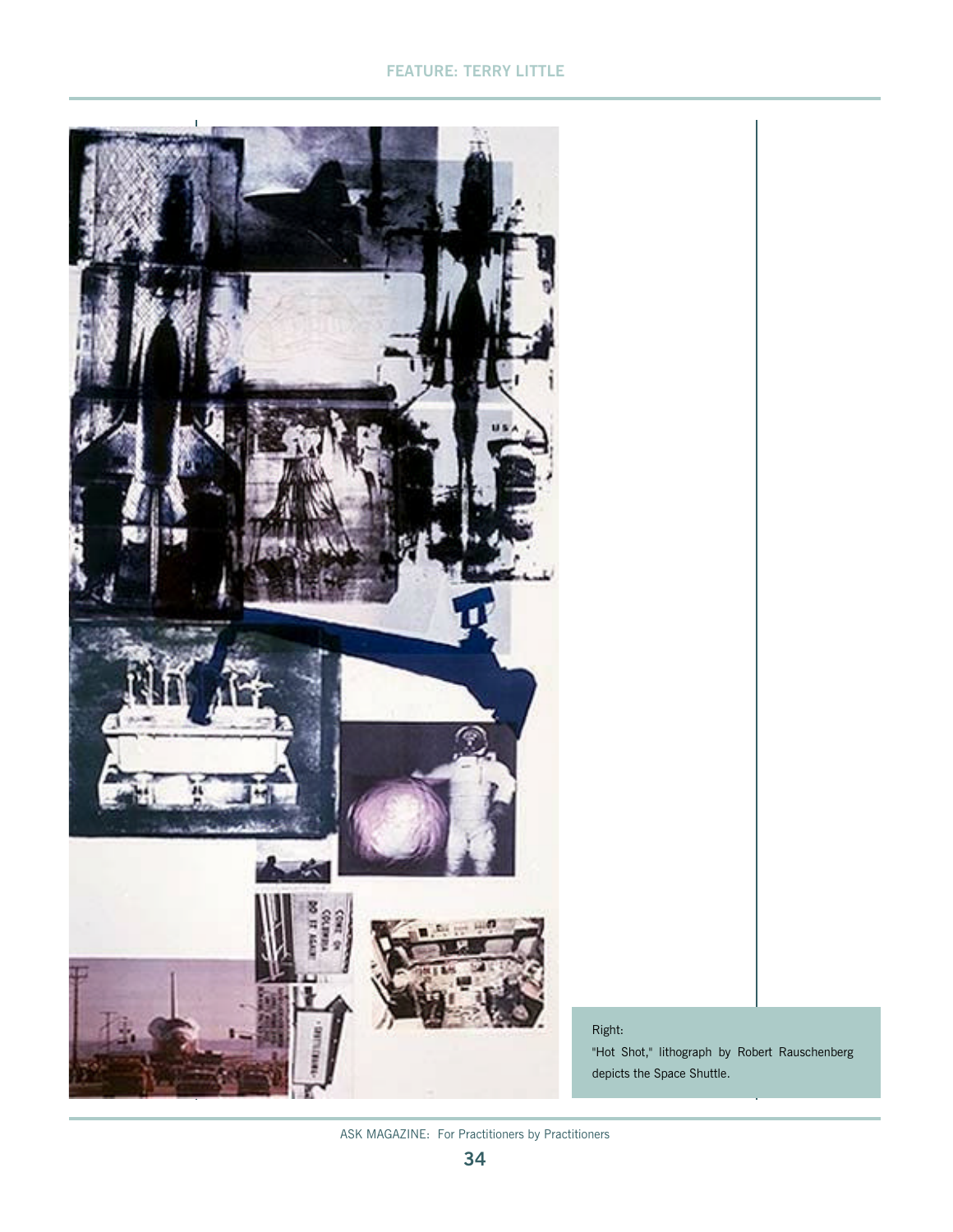Right:

"Hot Shot," lithograph by Robert Rauschenberg depicts the Space Shuttle.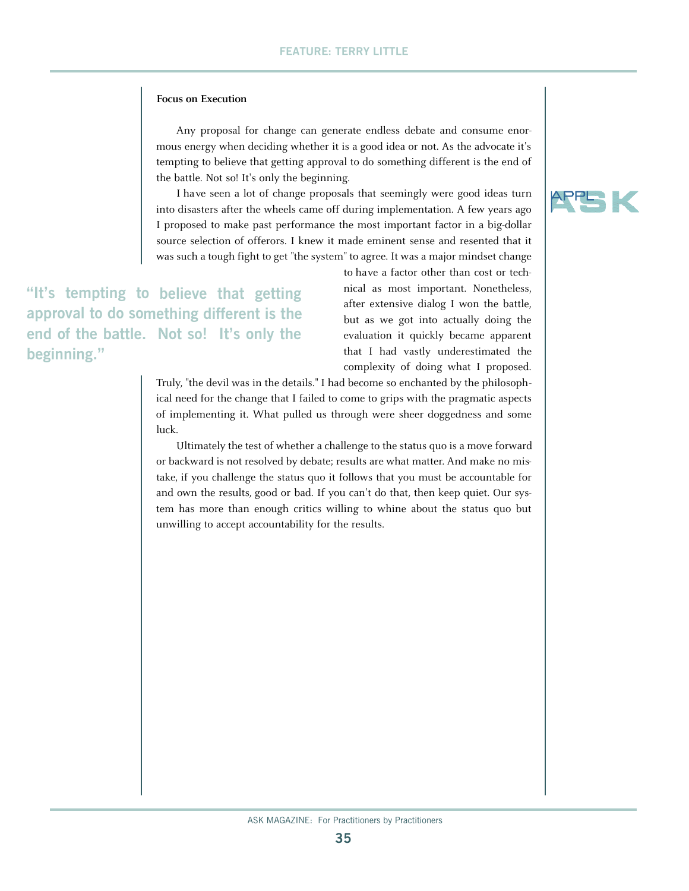### Focus on Execution

Any proposal for change can generate endless debate and consume enormous energy when deciding whether it is a good idea or not. As the advocate it's tempting to believe that getting approval to do something different is the end of the battle. Not so! It's only the beginning.

I have seen a lot of change proposals that seemingly were good ideas turn into disasters after the wheels came off during implementation. A few years ago I proposed to make past performance the most important factor in a big-dollar source selection of offerors. I knew it made eminent sense and resented that it was such a tough fight to get "the system" to agree. It was a major mindset change to have a factor other than cost or technical as most important. Nonetheless, after extensive dialog I won the battle, but as we got into actually doing the evaluation it quickly became apparent that I had vastly underestimated the complexity of doing what I proposed. Truly, "the devil was in the details." I had become so enchanted by the philosophical need for the change that I failed to come to grips with the pragmatic aspects of implementing it. What pulled us through were sheer doggedness and some luck.

> "It's tempting to believe that getting approval to do something different is the end of the battle. Not so! It's only the beginning."

Ultimately the test of whether a challenge to the status quo is a move forward or backward is not resolved by debate; results are what matter. And make no mistake, if you challenge the status quo it follows that you must be accountable for and own the results, good or bad. If you can't do that, then keep quiet. Our system has more than enough critics willing to whine about the status quo but unwilling to accept accountability for the results.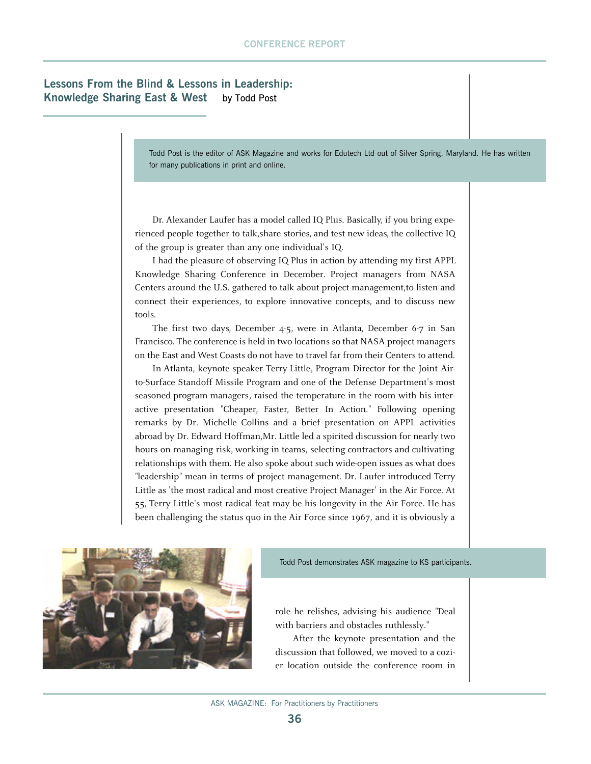## Lessons From the Blind & Lessons in Leadership: Knowledge Sharing East & West

by Todd Post

Todd Post is the editor of ASK Magazine and works for Edutech Ltd out of Silver Spring, Maryland. He has written for many publications in print and online.

Dr. Alexander Laufer has a model called IQ Plus. Basically, if you bring experienced people together to talk,share stories, and test new ideas, the collective IQ of the group is greater than any one individual's IQ.

I had the pleasure of observing IQ Plus in action by attending my first APPL Knowledge Sharing Conference in December. Project managers from NASA Centers around the U.S. gathered to talk about project management,to listen and connect their experiences, to explore innovative concepts, and to discuss new tools.

The first two days, December 4-5, were in Atlanta, December 6-7 in San Francisco. The conference is held in two locations so that NASA project managers on the East and West Coasts do not have to travel far from their Centers to attend.

In Atlanta, keynote speaker Terry Little, Program Director for the Joint Air-to-Surface Standoff Missile Program and one of the Defense Department's most seasoned program managers, raised the temperature in the room with his interactive presentation "Cheaper, Faster, Better In Action." Following opening remarks by Dr. Michelle Collins and a brief presentation on APPL activities abroad by Dr. Edward Hoffman,Mr. Little led a spirited discussion for nearly two hours on managing risk, working in teams, selecting contractors and cultivating relationships with them. He also spoke about such wide-open issues as what does "leadership" mean in terms of project management. Dr. Laufer introduced Terry Little as 'the most radical and most creative Project Manager' in the Air Force. At 55, Terry Little's most radical feat may be his longevity in the Air Force. He has been challenging the status quo in the Air Force since 1967, and it is obviously a role he relishes, advising his audience "Deal with barriers and obstacles ruthlessly."

Todd Post demonstrates ASK magazine to KS participants.

After the keynote presentation and the discussion that followed, we moved to a cozier location outside the conference room in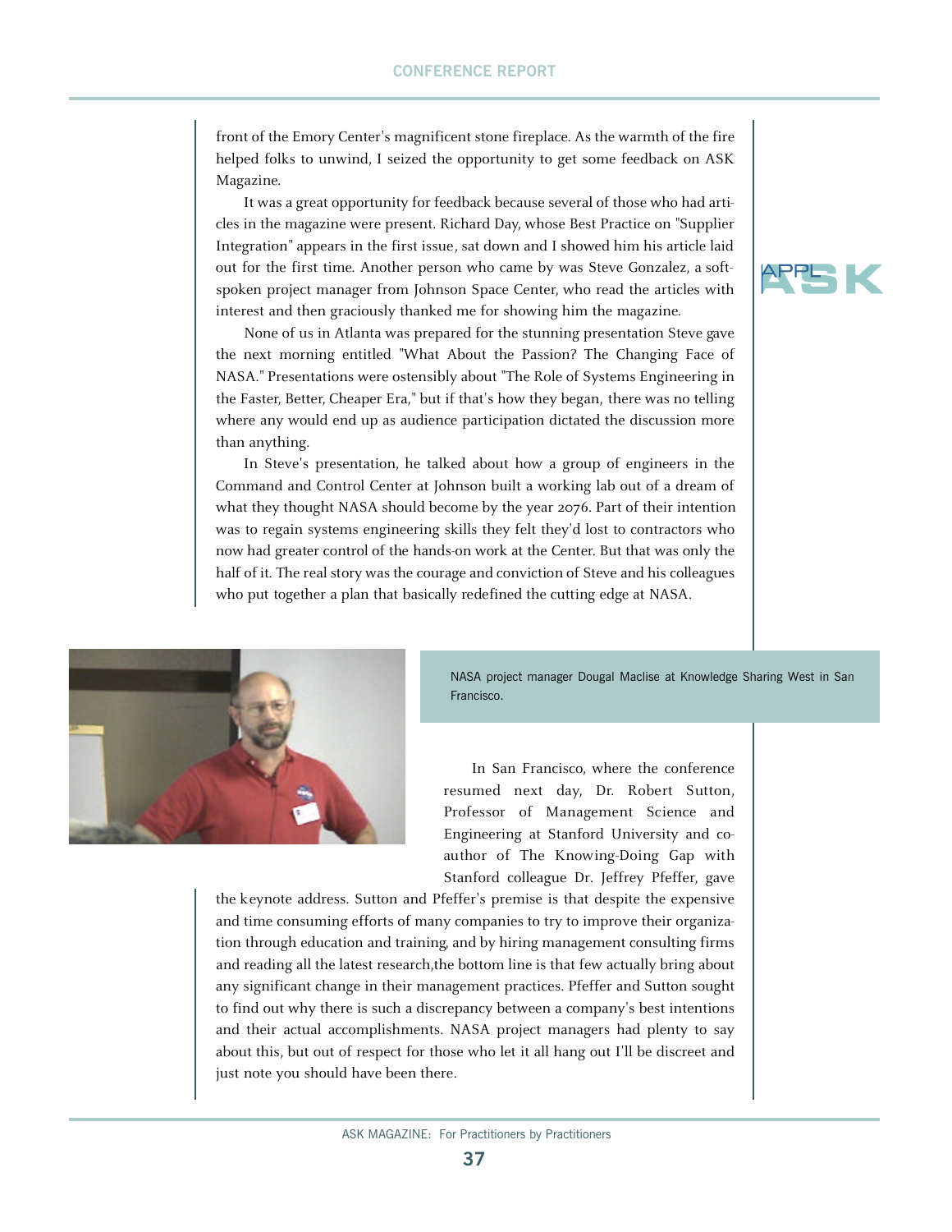front of the Emory Center's magnificent stone fireplace. As the warmth of the fire helped folks to unwind, I seized the opportunity to get some feedback on ASK Magazine.

It was a great opportunity for feedback because several of those who had articles in the magazine were present. Richard Day, whose Best Practice on "Supplier Integration" appears in the first issue, sat down and I showed him his article laid out for the first time. Another person who came by was Steve Gonzalez, a soft-spoken project manager from Johnson Space Center, who read the articles with interest and then graciously thanked me for showing him the magazine.

None of us in Atlanta was prepared for the stunning presentation Steve gave the next morning entitled "What About the Passion? The Changing Face of NASA." Presentations were ostensibly about "The Role of Systems Engineering in the Faster, Better, Cheaper Era," but if that's how they began, there was no telling where any would end up as audience participation dictated the discussion more than anything.

In Steve's presentation, he talked about how a group of engineers in the Command and Control Center at Johnson built a working lab out of a dream of what they thought NASA should become by the year 2076. Part of their intention was to regain systems engineering skills they felt they'd lost to contractors who now had greater control of the hands-on work at the Center. But that was only the half of it. The real story was the courage and conviction of Steve and his colleagues who put together a plan that basically redefined the cutting edge at NASA.

NASA project manager Dougal Maclise at Knowledge Sharing West in San Francisco.

In San Francisco, where the conference resumed next day, Dr. Robert Sutton, Professor of Management Science and Engineering at Stanford University and co-author of The Knowing-Doing Gap with Stanford colleague Dr. Jeffrey Pfeffer, gave the keynote address. Sutton and Pfeffer's premise is that despite the expensive and time consuming efforts of many companies to try to improve their organization through education and training, and by hiring management consulting firms and reading all the latest research, the bottom line is that few actually bring about any significant change in their management practices. Pfeffer and Sutton sought to find out why there is such a discrepancy between a company's best intentions and their actual accomplishments. NASA project managers had plenty to say about this, but out of respect for those who let it all hang out I'll be discreet and just note you should have been there.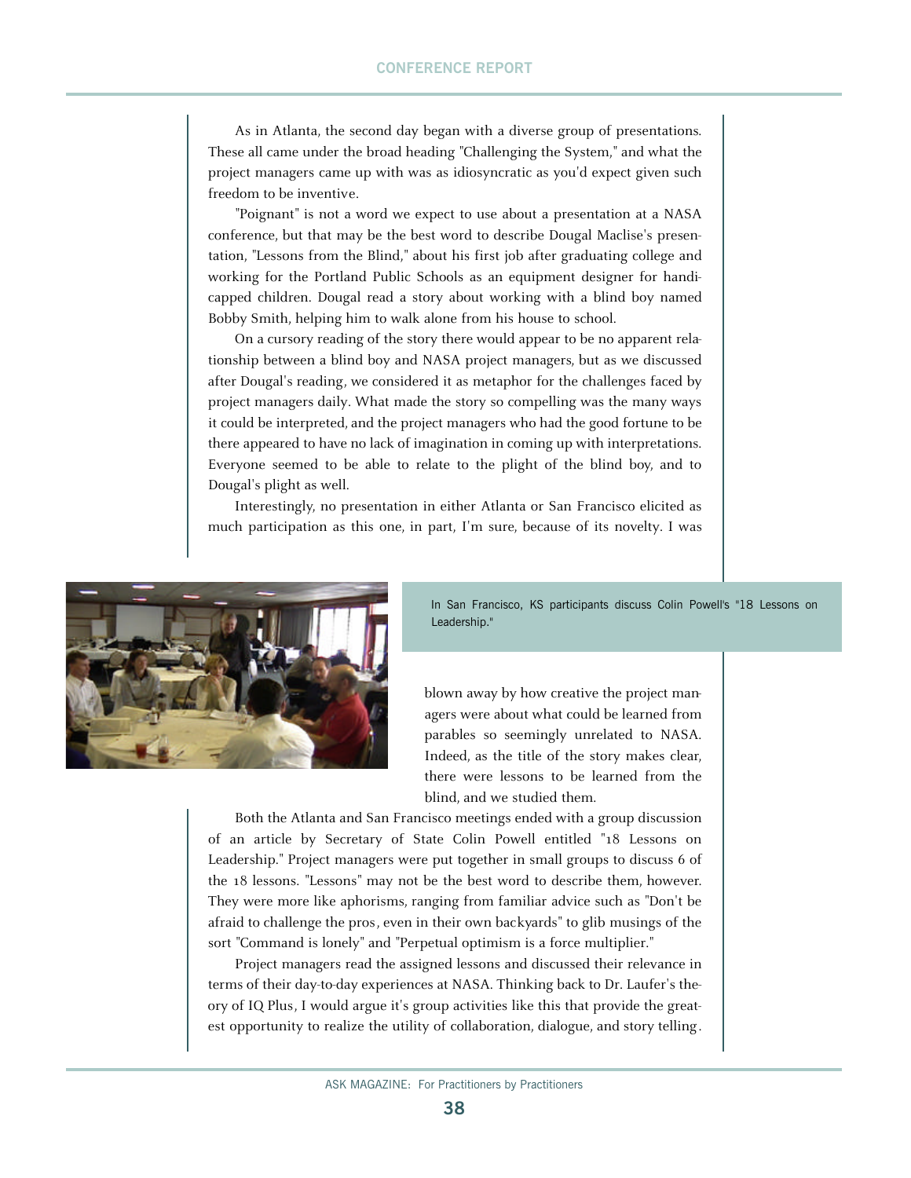As in Atlanta, the second day began with a diverse group of presentations. These all came under the broad heading "Challenging the System," and what the project managers came up with was as idiosyncratic as you'd expect given such freedom to be inventive.

"Poignant" is not a word we expect to use about a presentation at a NASA conference, but that may be the best word to describe Dougal Maclise's presentation, "Lessons from the Blind," about his first job after graduating college and working for the Portland Public Schools as an equipment designer for handicapped children. Dougal read a story about working with a blind boy named Bobby Smith, helping him to walk alone from his house to school.

On a cursory reading of the story there would appear to be no apparent relationship between a blind boy and NASA project managers, but as we discussed after Dougal's reading, we considered it as metaphor for the challenges faced by project managers daily. What made the story so compelling was the many ways it could be interpreted, and the project managers who had the good fortune to be there appeared to have no lack of imagination in coming up with interpretations. Everyone seemed to be able to relate to the plight of the blind boy, and to Dougal's plight as well.

Interestingly, no presentation in either Atlanta or San Francisco elicited as much participation as this one, in part, I'm sure, because of its novelty. I was blown away by how creative the project managers were about what could be learned from parables so seemingly unrelated to NASA. Indeed, as the title of the story makes clear, there were lessons to be learned from the blind, and we studied them.

In San Francisco, KS participants discuss Colin Powell's "18 Lessons on Leadership."

Both the Atlanta and San Francisco meetings ended with a group discussion of an article by Secretary of State Colin Powell entitled "18 Lessons on Leadership." Project managers were put together in small groups to discuss 6 of the 18 lessons. "Lessons" may not be the best word to describe them, however. They were more like aphorisms, ranging from familiar advice such as "Don't be afraid to challenge the pros, even in their own backyards" to glib musings of the sort "Command is lonely" and "Perpetual optimism is a force multiplier."

Project managers read the assigned lessons and discussed their relevance in terms of their day-to-day experiences at NASA. Thinking back to Dr. Laufer's theory of IQ Plus, I would argue it's group activities like this that provide the greatest opportunity to realize the utility of collaboration, dialogue, and story telling.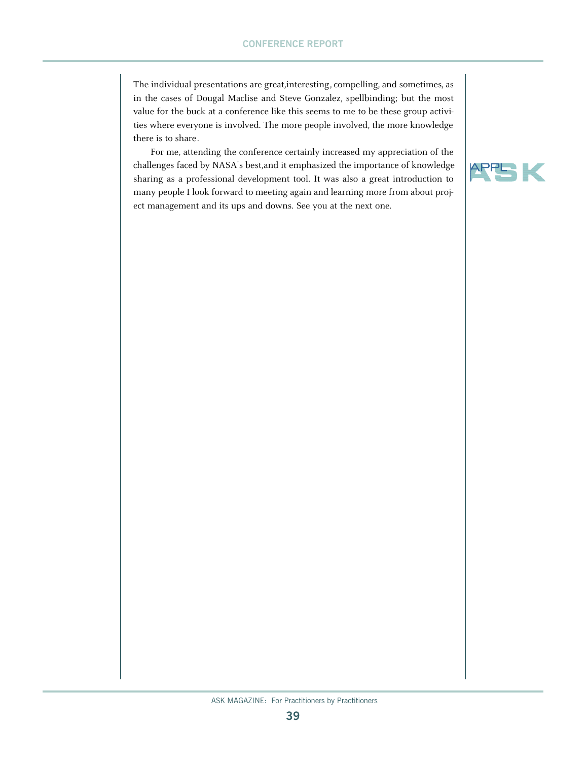The individual presentations are great,interesting, compelling, and sometimes, as in the cases of Dougal Maclise and Steve Gonzalez, spellbinding; but the most value for the buck at a conference like this seems to me to be these group activities where everyone is involved. The more people involved, the more knowledge there is to share.

For me, attending the conference certainly increased my appreciation of the challenges faced by NASA's best,and it emphasized the importance of knowledge sharing as a professional development tool. It was also a great introduction to many people I look forward to meeting again and learning more from about project management and its ups and downs. See you at the next one.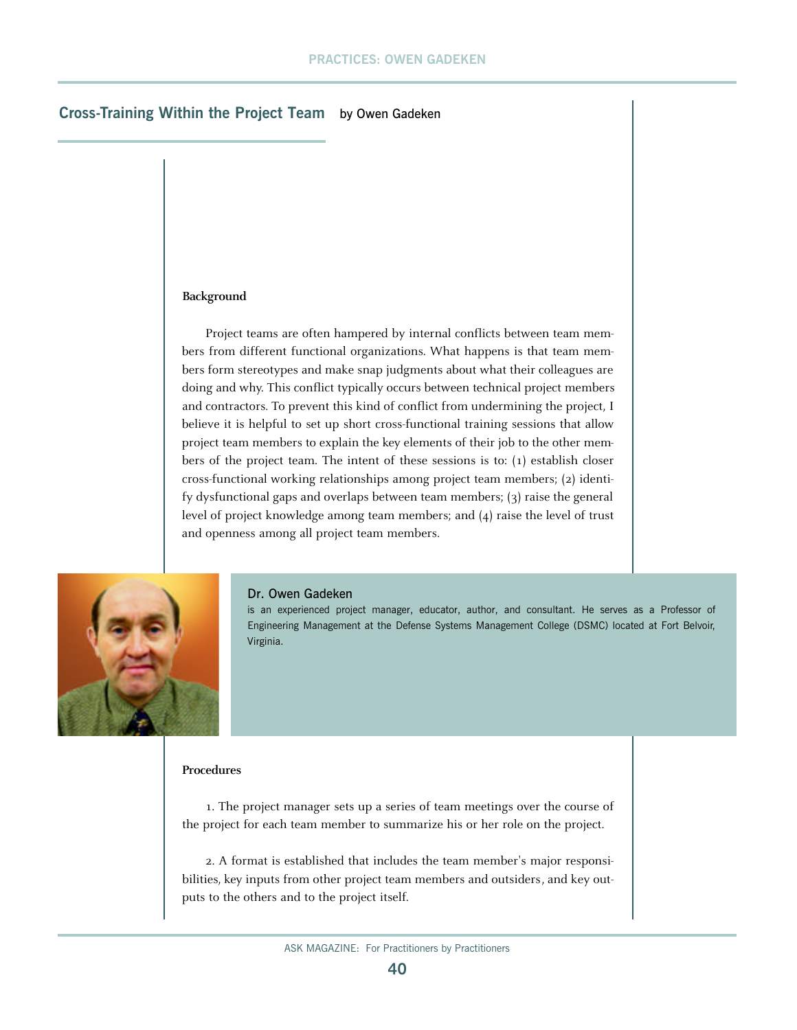## Cross-Training Within the Project Team

by Owen Gadeken

### Background

Project teams are often hampered by internal conflicts between team members from different functional organizations. What happens is that team members form stereotypes and make snap judgments about what their colleagues are doing and why. This conflict typically occurs between technical project members and contractors. To prevent this kind of conflict from undermining the project, I believe it is helpful to set up short cross-functional training sessions that allow project team members to explain the key elements of their job to the other members of the project team. The intent of these sessions is to: (1) establish closer cross-functional working relationships among project team members; (2) identify dysfunctional gaps and overlaps between team members; (3) raise the general level of project knowledge among team members; and (4) raise the level of trust and openness among all project team members.

**Dr. Owen Gadeken**
is an experienced project manager, educator, author, and consultant. He serves as a Professor of Engineering Management at the Defense Systems Management College (DSMC) located at Fort Belvoir, Virginia.

### Procedures

1. The project manager sets up a series of team meetings over the course of the project for each team member to summarize his or her role on the project.

2. A format is established that includes the team member's major responsibilities, key inputs from other project team members and outsiders, and key outputs to the others and to the project itself.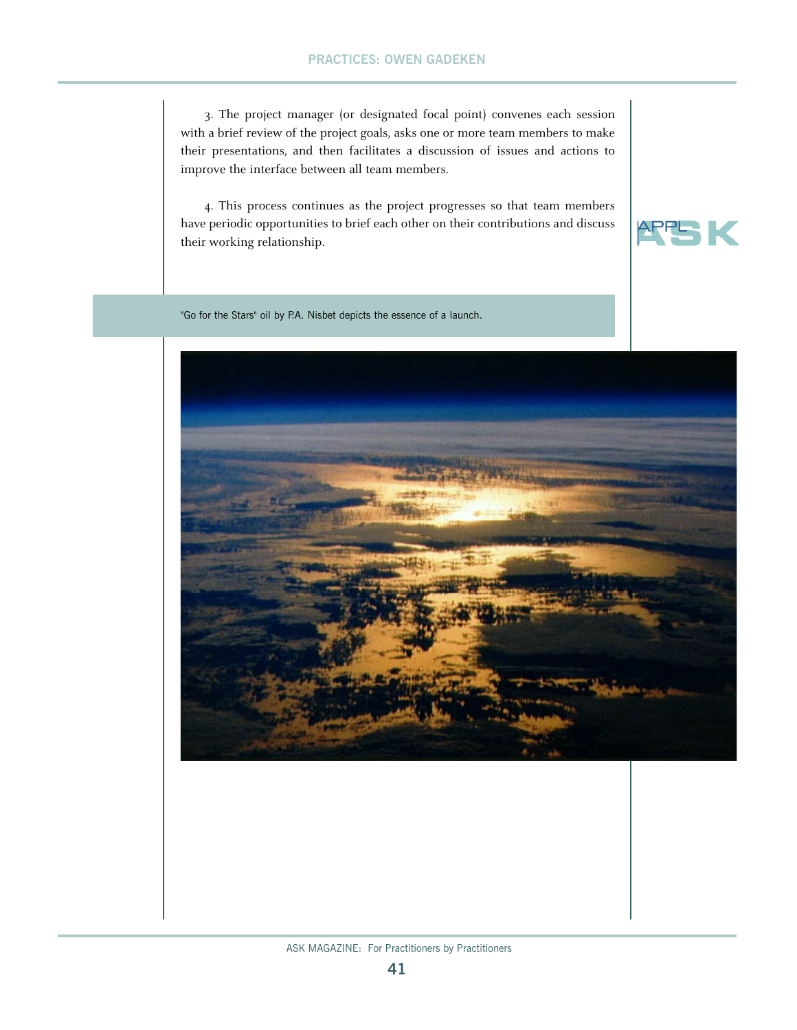3. The project manager (or designated focal point) convenes each session with a brief review of the project goals, asks one or more team members to make their presentations, and then facilitates a discussion of issues and actions to improve the interface between all team members.

4. This process continues as the project progresses so that team members have periodic opportunities to brief each other on their contributions and discuss their working relationship.

"Go for the Stars" oil by P.A. Nisbet depicts the essence of a launch.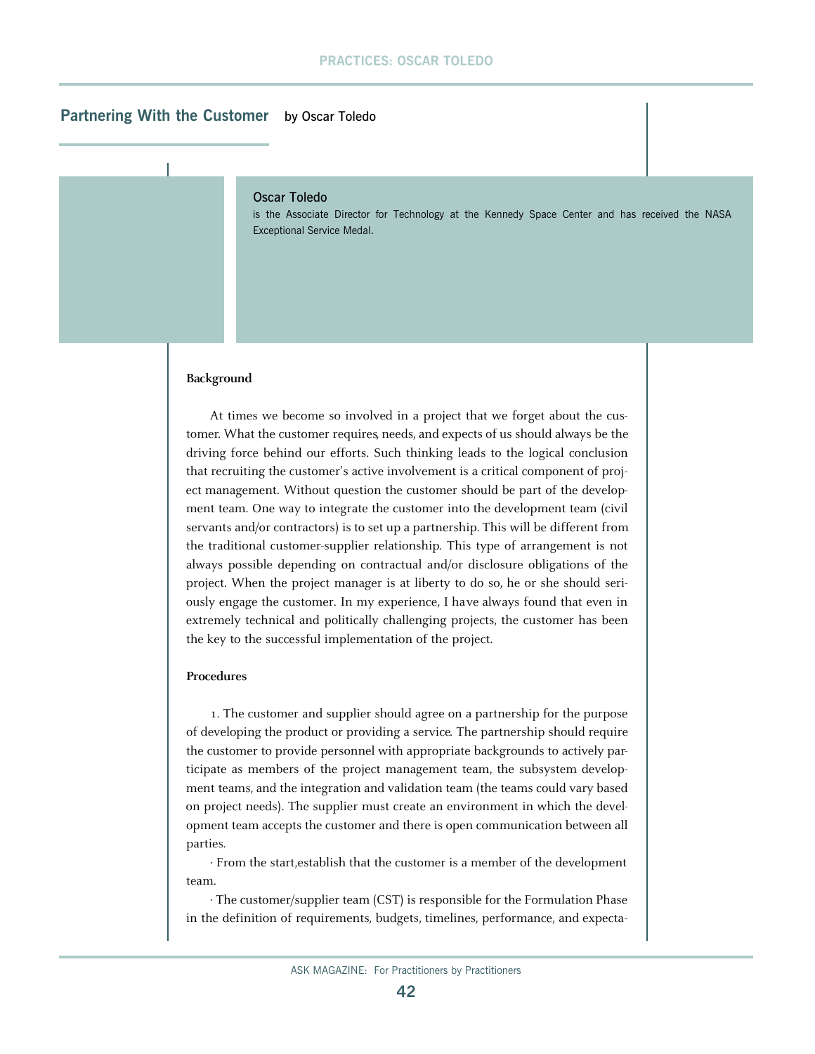## Partnering With the Customer

by Oscar Toledo

**Oscar Toledo**

is the Associate Director for Technology at the Kennedy Space Center and has received the NASA Exceptional Service Medal.

**Background**

At times we become so involved in a project that we forget about the customer. What the customer requires, needs, and expects of us should always be the driving force behind our efforts. Such thinking leads to the logical conclusion that recruiting the customer's active involvement is a critical component of project management. Without question the customer should be part of the development team. One way to integrate the customer into the development team (civil servants and/or contractors) is to set up a partnership. This will be different from the traditional customer-supplier relationship. This type of arrangement is not always possible depending on contractual and/or disclosure obligations of the project. When the project manager is at liberty to do so, he or she should seriously engage the customer. In my experience, I have always found that even in extremely technical and politically challenging projects, the customer has been the key to the successful implementation of the project.

**Procedures**

1. The customer and supplier should agree on a partnership for the purpose of developing the product or providing a service. The partnership should require the customer to provide personnel with appropriate backgrounds to actively participate as members of the project management team, the subsystem development teams, and the integration and validation team (the teams could vary based on project needs). The supplier must create an environment in which the development team accepts the customer and there is open communication between all parties.

· From the start,establish that the customer is a member of the development team.

· The customer/supplier team (CST) is responsible for the Formulation Phase in the definition of requirements, budgets, timelines, performance, and expecta-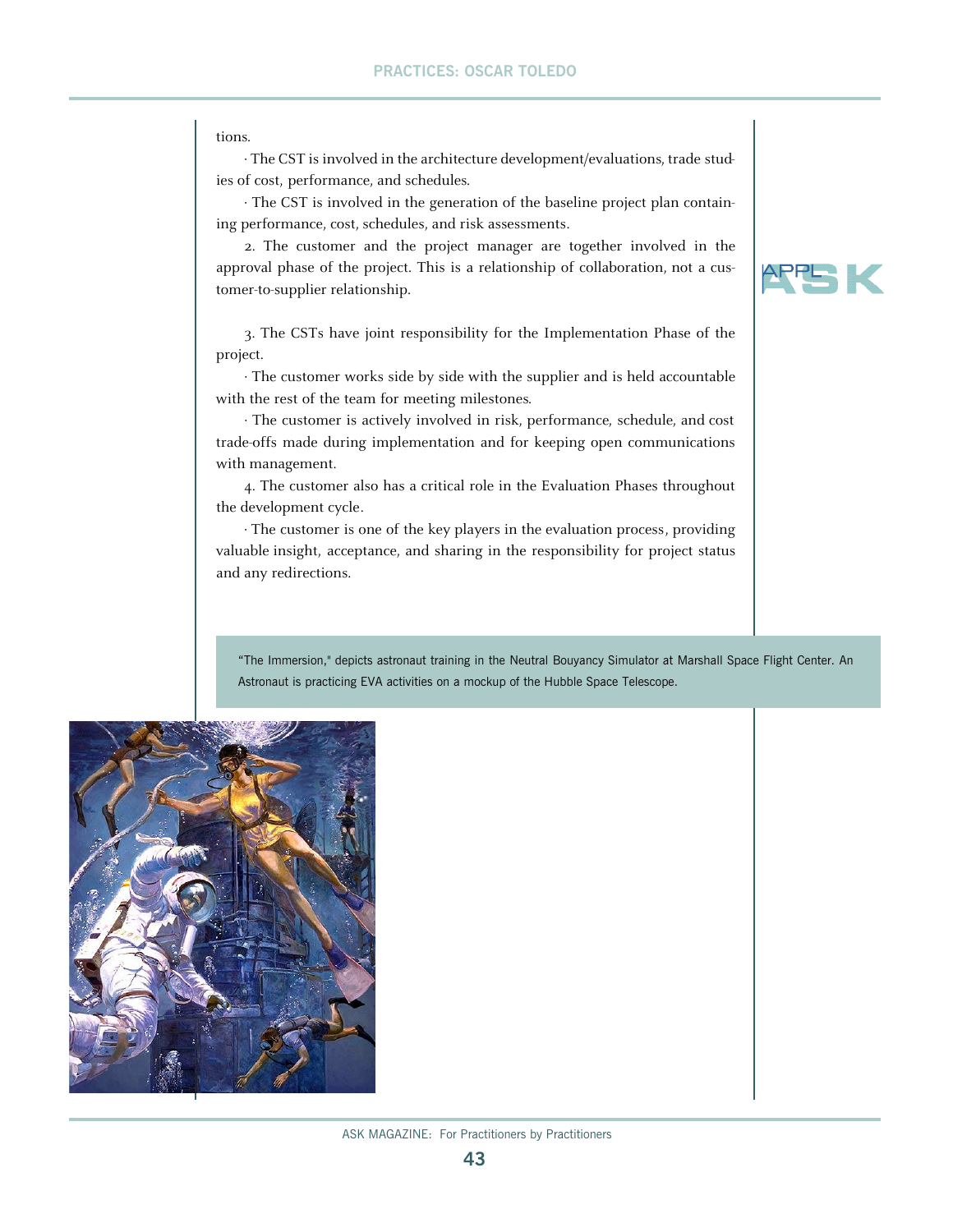tions.

· The CST is involved in the architecture development/evaluations, trade studies of cost, performance, and schedules.

· The CST is involved in the generation of the baseline project plan containing performance, cost, schedules, and risk assessments.

2. The customer and the project manager are together involved in the approval phase of the project. This is a relationship of collaboration, not a customer-to-supplier relationship.

3. The CSTs have joint responsibility for the Implementation Phase of the project.

· The customer works side by side with the supplier and is held accountable with the rest of the team for meeting milestones.

· The customer is actively involved in risk, performance, schedule, and cost trade-offs made during implementation and for keeping open communications with management.

4. The customer also has a critical role in the Evaluation Phases throughout the development cycle.

· The customer is one of the key players in the evaluation process, providing valuable insight, acceptance, and sharing in the responsibility for project status and any redirections.

"The Immersion," depicts astronaut training in the Neutral Bouyancy Simulator at Marshall Space Flight Center. An Astronaut is practicing EVA activities on a mockup of the Hubble Space Telescope.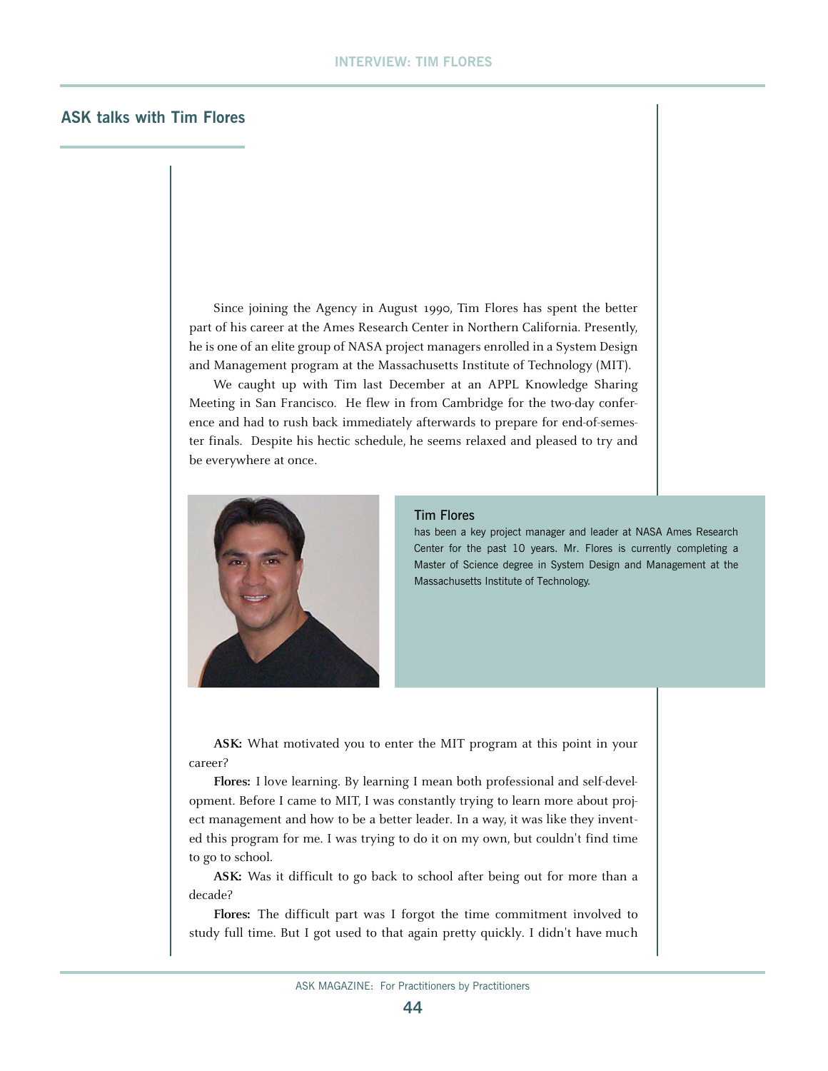## ASK talks with Tim Flores

Since joining the Agency in August 1990, Tim Flores has spent the better part of his career at the Ames Research Center in Northern California. Presently, he is one of an elite group of NASA project managers enrolled in a System Design and Management program at the Massachusetts Institute of Technology (MIT).

We caught up with Tim last December at an APPL Knowledge Sharing Meeting in San Francisco. He flew in from Cambridge for the two-day conference and had to rush back immediately afterwards to prepare for end-of-semester finals. Despite his hectic schedule, he seems relaxed and pleased to try and be everywhere at once.

**Tim Flores**
has been a key project manager and leader at NASA Ames Research Center for the past 10 years. Mr. Flores is currently completing a Master of Science degree in System Design and Management at the Massachusetts Institute of Technology.

**ASK:** What motivated you to enter the MIT program at this point in your career?

**Flores:** I love learning. By learning I mean both professional and self-development. Before I came to MIT, I was constantly trying to learn more about project management and how to be a better leader. In a way, it was like they invented this program for me. I was trying to do it on my own, but couldn't find time to go to school.

**ASK:** Was it difficult to go back to school after being out for more than a decade?

**Flores:** The difficult part was I forgot the time commitment involved to study full time. But I got used to that again pretty quickly. I didn't have much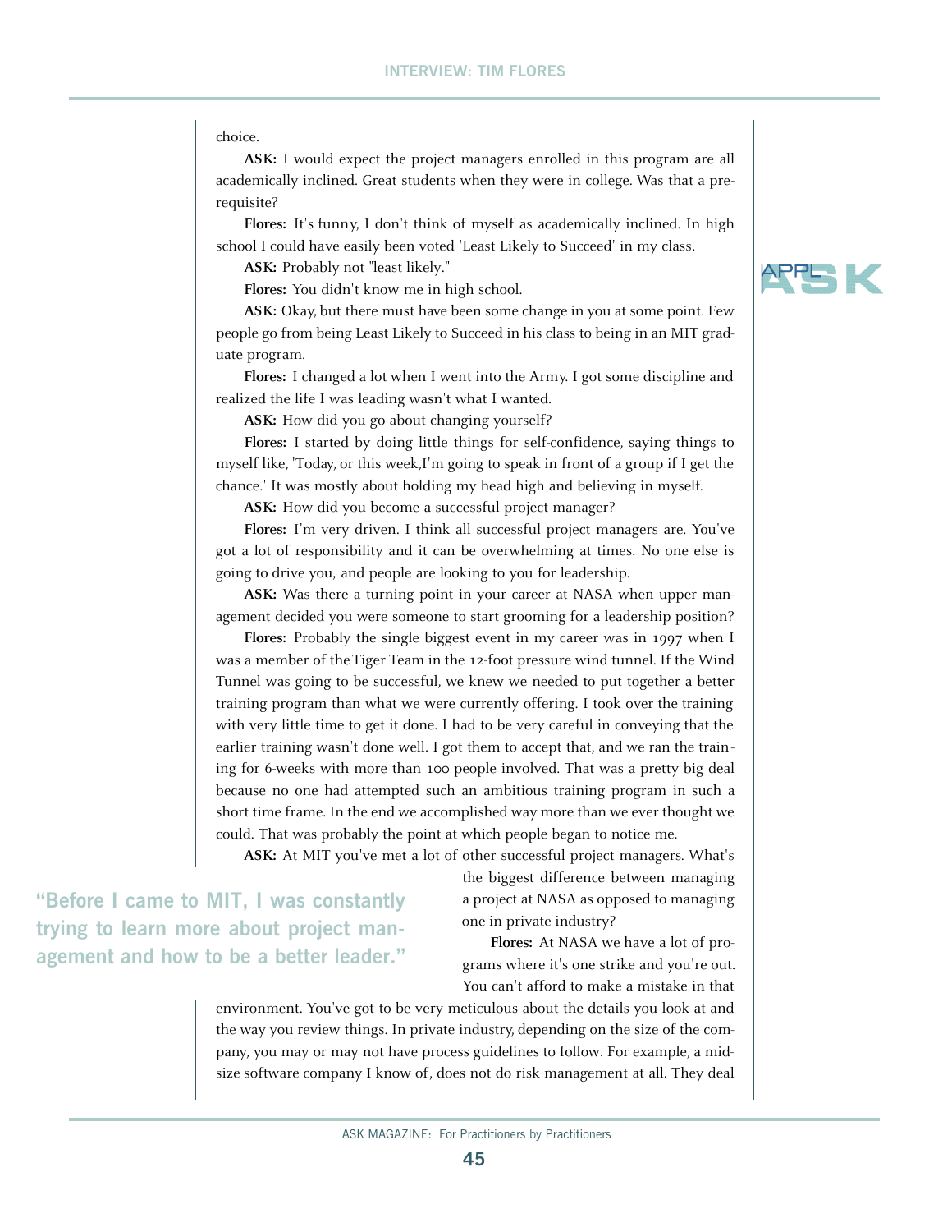choice.

**ASK:** I would expect the project managers enrolled in this program are all academically inclined. Great students when they were in college. Was that a prerequisite?

**Flores:** It's funny, I don't think of myself as academically inclined. In high school I could have easily been voted 'Least Likely to Succeed' in my class.

**ASK:** Probably not "least likely."

**Flores:** You didn't know me in high school.

**ASK:** Okay, but there must have been some change in you at some point. Few people go from being Least Likely to Succeed in his class to being in an MIT graduate program.

**Flores:** I changed a lot when I went into the Army. I got some discipline and realized the life I was leading wasn't what I wanted.

**ASK:** How did you go about changing yourself?

**Flores:** I started by doing little things for self-confidence, saying things to myself like, 'Today, or this week,I'm going to speak in front of a group if I get the chance.' It was mostly about holding my head high and believing in myself.

**ASK:** How did you become a successful project manager?

**Flores:** I'm very driven. I think all successful project managers are. You've got a lot of responsibility and it can be overwhelming at times. No one else is going to drive you, and people are looking to you for leadership.

**ASK:** Was there a turning point in your career at NASA when upper management decided you were someone to start grooming for a leadership position?

**Flores:** Probably the single biggest event in my career was in 1997 when I was a member of the Tiger Team in the 12-foot pressure wind tunnel. If the Wind Tunnel was going to be successful, we knew we needed to put together a better training program than what we were currently offering. I took over the training with very little time to get it done. I had to be very careful in conveying that the earlier training wasn't done well. I got them to accept that, and we ran the training for 6-weeks with more than 100 people involved. That was a pretty big deal because no one had attempted such an ambitious training program in such a short time frame. In the end we accomplished way more than we ever thought we could. That was probably the point at which people began to notice me.

**ASK:** At MIT you've met a lot of other successful project managers. What's the biggest difference between managing a project at NASA as opposed to managing one in private industry?

> **"Before I came to MIT, I was constantly trying to learn more about project management and how to be a better leader."**

**Flores:** At NASA we have a lot of programs where it's one strike and you're out. You can't afford to make a mistake in that environment. You've got to be very meticulous about the details you look at and the way you review things. In private industry, depending on the size of the company, you may or may not have process guidelines to follow. For example, a mid-size software company I know of, does not do risk management at all. They deal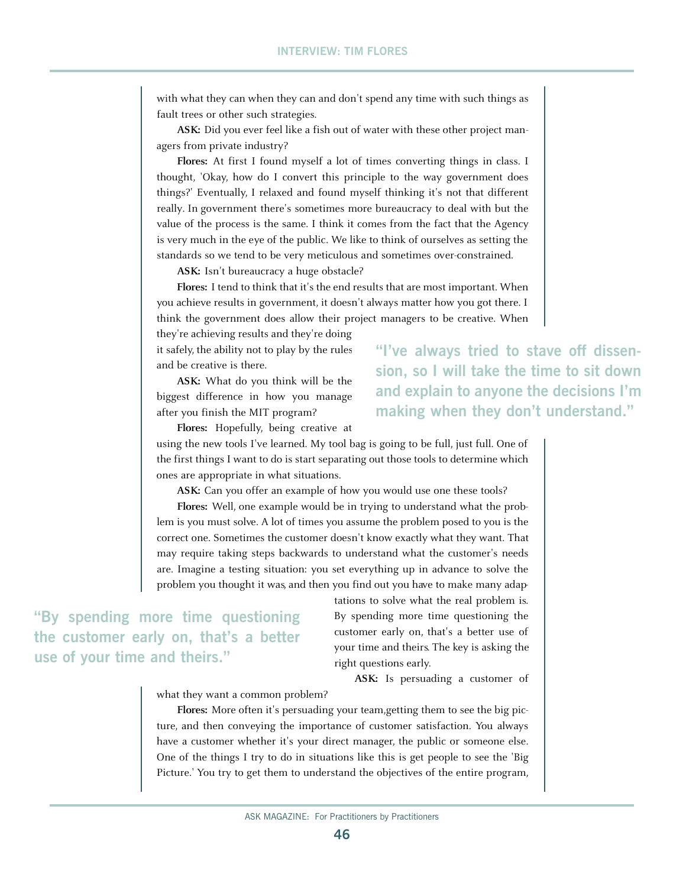with what they can when they can and don't spend any time with such things as fault trees or other such strategies.

**ASK:** Did you ever feel like a fish out of water with these other project managers from private industry?

**Flores:** At first I found myself a lot of times converting things in class. I thought, 'Okay, how do I convert this principle to the way government does things?' Eventually, I relaxed and found myself thinking it's not that different really. In government there's sometimes more bureaucracy to deal with but the value of the process is the same. I think it comes from the fact that the Agency is very much in the eye of the public. We like to think of ourselves as setting the standards so we tend to be very meticulous and sometimes over-constrained.

**ASK:** Isn't bureaucracy a huge obstacle?

**Flores:** I tend to think that it's the end results that are most important. When you achieve results in government, it doesn't always matter how you got there. I think the government does allow their project managers to be creative. When they're achieving results and they're doing it safely, the ability not to play by the rules and be creative is there.

> **"I've always tried to stave off dissension, so I will take the time to sit down and explain to anyone the decisions I'm making when they don't understand."**

**ASK:** What do you think will be the biggest difference in how you manage after you finish the MIT program?

**Flores:** Hopefully, being creative at using the new tools I've learned. My tool bag is going to be full, just full. One of the first things I want to do is start separating out those tools to determine which ones are appropriate in what situations.

**ASK:** Can you offer an example of how you would use one these tools?

**Flores:** Well, one example would be in trying to understand what the problem is you must solve. A lot of times you assume the problem posed to you is the correct one. Sometimes the customer doesn't know exactly what they want. That may require taking steps backwards to understand what the customer's needs are. Imagine a testing situation: you set everything up in advance to solve the problem you thought it was, and then you find out you have to make many adaptations to solve what the real problem is. By spending more time questioning the customer early on, that's a better use of your time and theirs. The key is asking the right questions early.

> **"By spending more time questioning the customer early on, that's a better use of your time and theirs."**

**ASK:** Is persuading a customer of what they want a common problem?

**Flores:** More often it's persuading your team, getting them to see the big picture, and then conveying the importance of customer satisfaction. You always have a customer whether it's your direct manager, the public or someone else. One of the things I try to do in situations like this is get people to see the 'Big Picture.' You try to get them to understand the objectives of the entire program,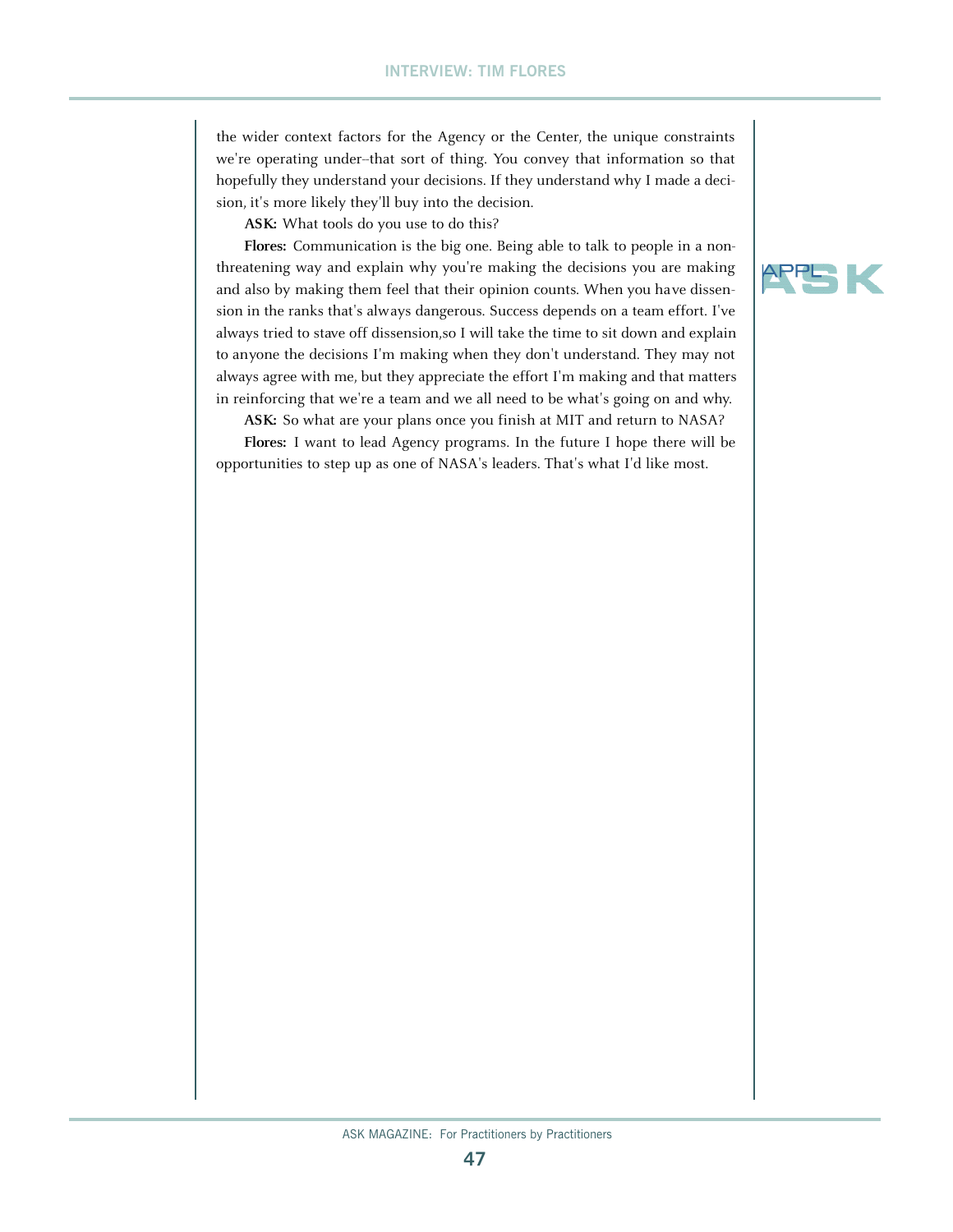the wider context factors for the Agency or the Center, the unique constraints we're operating under--that sort of thing. You convey that information so that hopefully they understand your decisions. If they understand why I made a decision, it's more likely they'll buy into the decision.

**ASK:** What tools do you use to do this?

**Flores:** Communication is the big one. Being able to talk to people in a non-threatening way and explain why you're making the decisions you are making and also by making them feel that their opinion counts. When you have dissension in the ranks that's always dangerous. Success depends on a team effort. I've always tried to stave off dissension,so I will take the time to sit down and explain to anyone the decisions I'm making when they don't understand. They may not always agree with me, but they appreciate the effort I'm making and that matters in reinforcing that we're a team and we all need to be what's going on and why.

**ASK:** So what are your plans once you finish at MIT and return to NASA?

**Flores:** I want to lead Agency programs. In the future I hope there will be opportunities to step up as one of NASA's leaders. That's what I'd like most.